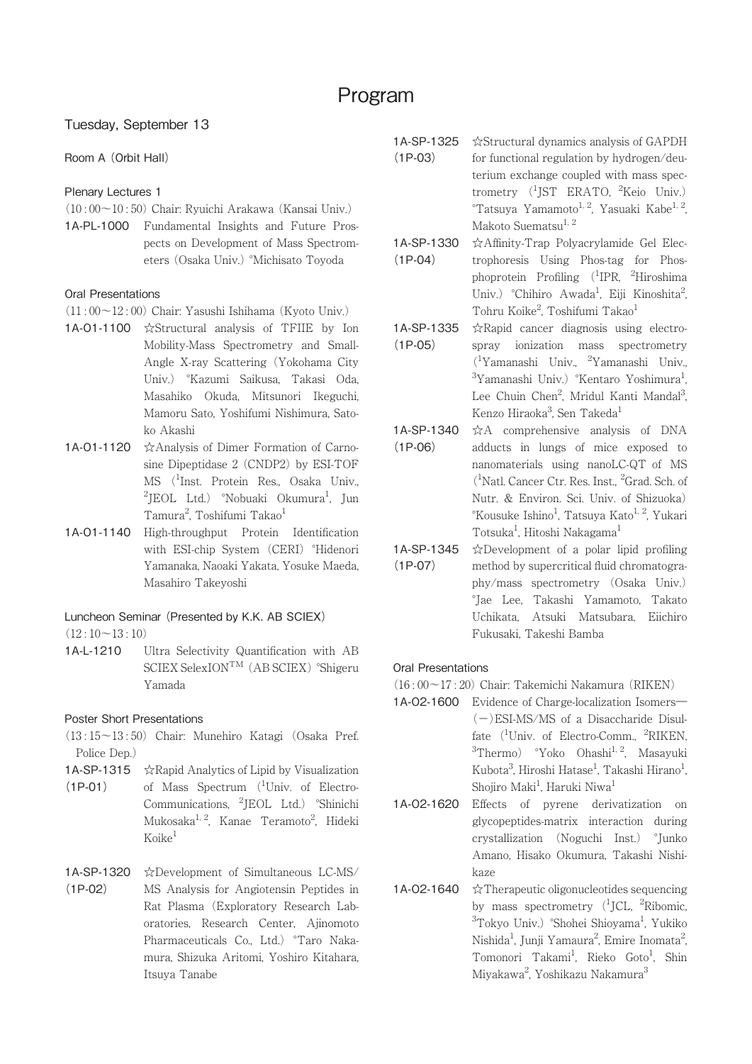# Program

## Tuesday, September 13

### Room A (Orbit Hall)

#### Plenary Lectures 1

(10 : 00～10 : 50) Chair: Ryuichi Arakawa (Kansai Univ.)

**1A-PL-1000** Fundamental Insights and Future Prospects on Development of Mass Spectrometers (Osaka Univ.) °Michisato Toyoda

#### Oral Presentations

(11 : 00～12 : 00) Chair: Yasushi Ishihama (Kyoto Univ.)

**1A-O1-1100** ☆Structural analysis of TFIIE by Ion Mobility-Mass Spectrometry and Small-Angle X-ray Scattering (Yokohama City Univ.) °Kazumi Saikusa, Takasi Oda, Masahiko Okuda, Mitsunori Ikeguchi, Mamoru Sato, Yoshifumi Nishimura, Satoko Akashi

**1A-O1-1120** ☆Analysis of Dimer Formation of Carnosine Dipeptidase 2 (CNDP2) by ESI-TOF MS ([1]Inst. Protein Res., Osaka Univ., [2]JEOL Ltd.) °Nobuaki Okumura[1], Jun Tamura[2], Toshifumi Takao[1]

**1A-O1-1140** High-throughput Protein Identification with ESI-chip System (CERI) °Hidenori Yamanaka, Naoaki Yakata, Yosuke Maeda, Masahiro Takeyoshi

#### Luncheon Seminar (Presented by K.K. AB SCIEX)

(12 : 10～13 : 10)

**1A-L-1210** Ultra Selectivity Quantification with AB SCIEX SelexION™ (AB SCIEX) °Shigeru Yamada

#### Poster Short Presentations

(13 : 15～13 : 50) Chair: Munehiro Katagi (Osaka Pref. Police Dep.)

**1A-SP-1315 (1P-01)** ☆Rapid Analytics of Lipid by Visualization of Mass Spectrum ([1]Univ. of Electro-Communications, [2]JEOL Ltd.) °Shinichi Mukosaka[1,2], Kanae Teramoto[2], Hideki Koike[1]

**1A-SP-1320 (1P-02)** ☆Development of Simultaneous LC-MS/MS Analysis for Angiotensin Peptides in Rat Plasma (Exploratory Research Laboratories, Research Center, Ajinomoto Pharmaceuticals Co., Ltd.) °Taro Nakamura, Shizuka Aritomi, Yoshiro Kitahara, Itsuya Tanabe

**1A-SP-1325 (1P-03)** ☆Structural dynamics analysis of GAPDH for functional regulation by hydrogen/deuterium exchange coupled with mass spectrometry ([1]JST ERATO, [2]Keio Univ.) °Tatsuya Yamamoto[1,2], Yasuaki Kabe[1,2], Makoto Suematsu[1,2]

**1A-SP-1330 (1P-04)** ☆Affinity-Trap Polyacrylamide Gel Electrophoresis Using Phos-tag for Phosphoprotein Profiling ([1]IPR, [2]Hiroshima Univ.) °Chihiro Awada[1], Eiji Kinoshita[2], Tohru Koike[2], Toshifumi Takao[1]

**1A-SP-1335 (1P-05)** ☆Rapid cancer diagnosis using electrospray ionization mass spectrometry ([1]Yamanashi Univ., [2]Yamanashi Univ., [3]Yamanashi Univ.) °Kentaro Yoshimura[1], Lee Chuin Chen[2], Mridul Kanti Mandal[3], Kenzo Hiraoka[3], Sen Takeda[1]

**1A-SP-1340 (1P-06)** ☆A comprehensive analysis of DNA adducts in lungs of mice exposed to nanomaterials using nanoLC-QT of MS ([1]Natl. Cancer Ctr. Res. Inst., [2]Grad. Sch. of Nutr. & Environ. Sci. Univ. of Shizuoka) °Kousuke Ishino[1], Tatsuya Kato[1,2], Yukari Totsuka[1], Hitoshi Nakagama[1]

**1A-SP-1345 (1P-07)** ☆Development of a polar lipid profiling method by supercritical fluid chromatography/mass spectrometry (Osaka Univ.) °Jae Lee, Takashi Yamamoto, Takato Uchikata, Atsuki Matsubara, Eiichiro Fukusaki, Takeshi Bamba

#### Oral Presentations

(16 : 00～17 : 20) Chair: Takemichi Nakamura (RIKEN)

**1A-O2-1600** Evidence of Charge-localization Isomers—(−)ESI-MS/MS of a Disaccharide Disulfate ([1]Univ. of Electro-Comm., [2]RIKEN, [3]Thermo) °Yoko Ohashi[1,2], Masayuki Kubota[3], Hiroshi Hatase[1], Takashi Hirano[1], Shojiro Maki[1], Haruki Niwa[1]

**1A-O2-1620** Effects of pyrene derivatization on glycopeptides-matrix interaction during crystallization (Noguchi Inst.) °Junko Amano, Hisako Okumura, Takashi Nishikaze

**1A-O2-1640** ☆Therapeutic oligonucleotides sequencing by mass spectrometry ([1]JCL, [2]Ribomic, [3]Tokyo Univ.) °Shohei Shioyama[1], Yukiko Nishida[1], Junji Yamaura[2], Emire Inomata[2], Tomonori Takami[1], Rieko Goto[1], Shin Miyakawa[2], Yoshikazu Nakamura[3]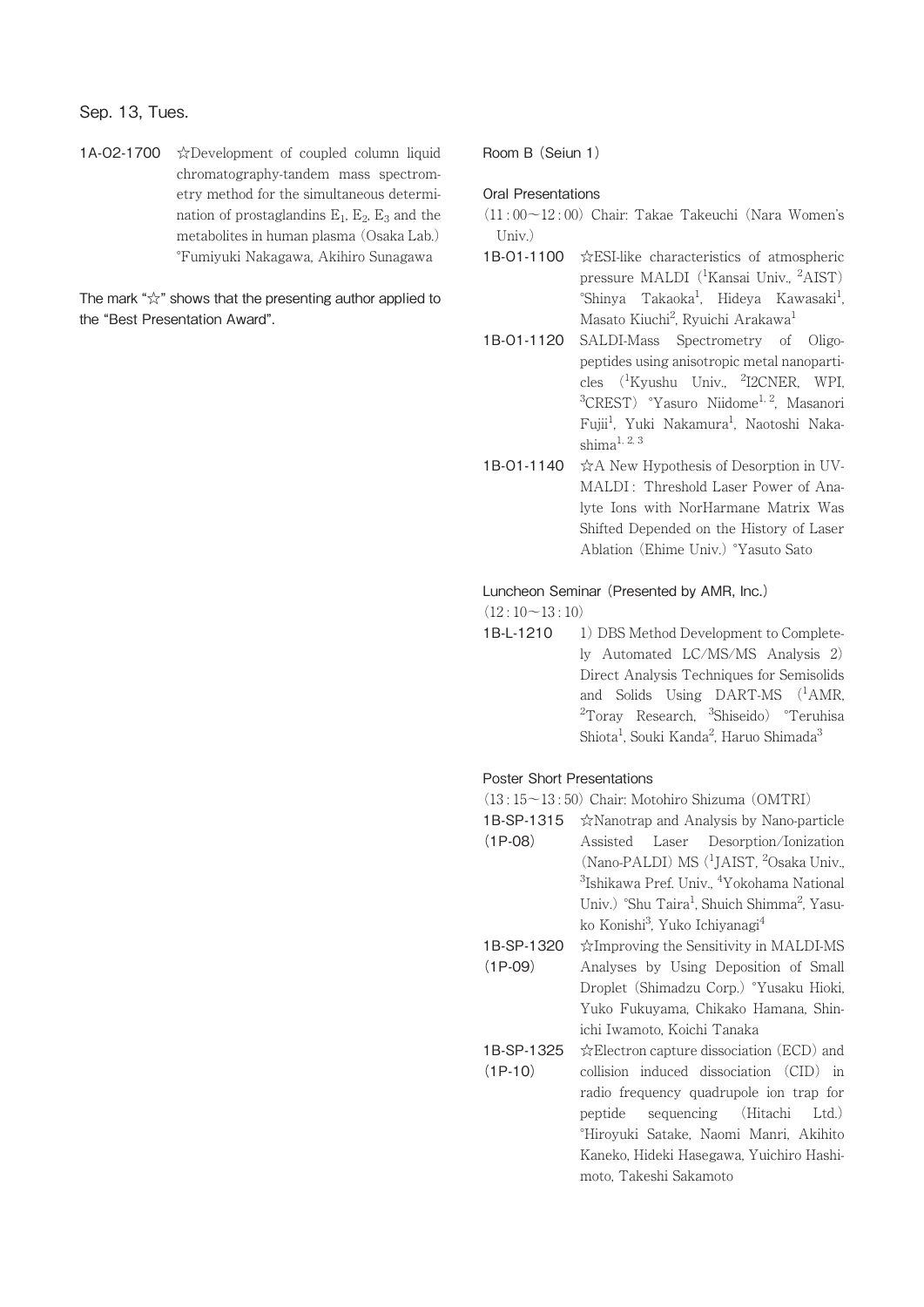## Sep. 13, Tues.

1A-O2-1700 ☆Development of coupled column liquid chromatography-tandem mass spectrometry method for the simultaneous determination of prostaglandins $E_1$, $E_2$, $E_3$ and the metabolites in human plasma (Osaka Lab.) °Fumiyuki Nakagawa, Akihiro Sunagawa

The mark "☆" shows that the presenting author applied to the "Best Presentation Award".

### Room B (Seiun 1)

#### Oral Presentations

(11：00～12：00) Chair: Takae Takeuchi (Nara Women's Univ.)

1B-O1-1100 ☆ESI-like characteristics of atmospheric pressure MALDI ([1]Kansai Univ., [2]AIST) °Shinya Takaoka[1], Hideya Kawasaki[1], Masato Kiuchi[2], Ryuichi Arakawa[1]

1B-O1-1120 SALDI-Mass Spectrometry of Oligopeptides using anisotropic metal nanoparticles ([1]Kyushu Univ., [2]I2CNER, WPI, [3]CREST) °Yasuro Niidome[1,2], Masanori Fujii[1], Yuki Nakamura[1], Naotoshi Nakashima[1,2,3]

1B-O1-1140 ☆A New Hypothesis of Desorption in UV-MALDI：Threshold Laser Power of Analyte Ions with NorHarmane Matrix Was Shifted Depended on the History of Laser Ablation (Ehime Univ.) °Yasuto Sato

#### Luncheon Seminar (Presented by AMR, Inc.)

(12：10～13：10)

1B-L-1210 1) DBS Method Development to Completely Automated LC/MS/MS Analysis 2) Direct Analysis Techniques for Semisolids and Solids Using DART-MS ([1]AMR, [2]Toray Research, [3]Shiseido) °Teruhisa Shiota[1], Souki Kanda[2], Haruo Shimada[3]

#### Poster Short Presentations

(13：15～13：50) Chair: Motohiro Shizuma (OMTRI)

1B-SP-1315 (1P-08) ☆Nanotrap and Analysis by Nano-particle Assisted Laser Desorption/Ionization (Nano-PALDI) MS ([1]JAIST, [2]Osaka Univ., [3]Ishikawa Pref. Univ., [4]Yokohama National Univ.) °Shu Taira[1], Shuich Shimma[2], Yasuko Konishi[3], Yuko Ichiyanagi[4]

1B-SP-1320 (1P-09) ☆Improving the Sensitivity in MALDI-MS Analyses by Using Deposition of Small Droplet (Shimadzu Corp.) °Yusaku Hioki, Yuko Fukuyama, Chikako Hamana, Shinichi Iwamoto, Koichi Tanaka

1B-SP-1325 (1P-10) ☆Electron capture dissociation (ECD) and collision induced dissociation (CID) in radio frequency quadrupole ion trap for peptide sequencing (Hitachi Ltd.) °Hiroyuki Satake, Naomi Manri, Akihito Kaneko, Hideki Hasegawa, Yuichiro Hashimoto, Takeshi Sakamoto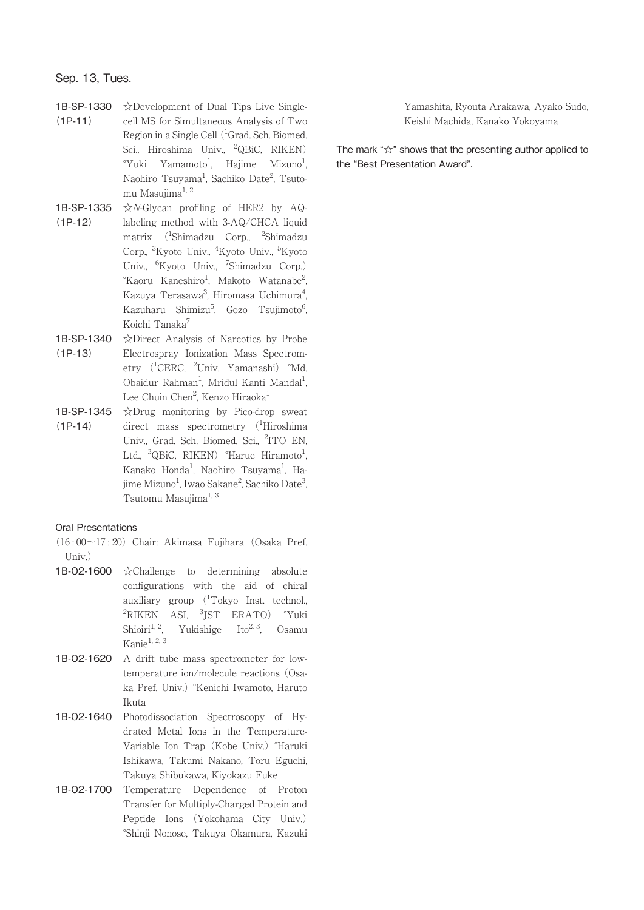## Sep. 13, Tues.

**1B-SP-1330 (1P-11)** ☆Development of Dual Tips Live Single-cell MS for Simultaneous Analysis of Two Region in a Single Cell ([1]Grad. Sch. Biomed. Sci., Hiroshima Univ., [2]QBiC, RIKEN) °Yuki Yamamoto[1], Hajime Mizuno[1], Naohiro Tsuyama[1], Sachiko Date[2], Tsutomu Masujima[1, 2]

**1B-SP-1335 (1P-12)** ☆*N*-Glycan profiling of HER2 by AQ-labeling method with 3-AQ/CHCA liquid matrix ([1]Shimadzu Corp., [2]Shimadzu Corp., [3]Kyoto Univ., [4]Kyoto Univ., [5]Kyoto Univ., [6]Kyoto Univ., [7]Shimadzu Corp.) °Kaoru Kaneshiro[1], Makoto Watanabe[2], Kazuya Terasawa[3], Hiromasa Uchimura[4], Kazuharu Shimizu[5], Gozo Tsujimoto[6], Koichi Tanaka[7]

**1B-SP-1340 (1P-13)** ☆Direct Analysis of Narcotics by Probe Electrospray Ionization Mass Spectrometry ([1]CERC, [2]Univ. Yamanashi) °Md. Obaidur Rahman[1], Mridul Kanti Mandal[1], Lee Chuin Chen[2], Kenzo Hiraoka[1]

**1B-SP-1345 (1P-14)** ☆Drug monitoring by Pico-drop sweat direct mass spectrometry ([1]Hiroshima Univ., Grad. Sch. Biomed. Sci., [2]ITO EN, Ltd., [3]QBiC, RIKEN) °Harue Hiramoto[1], Kanako Honda[1], Naohiro Tsuyama[1], Hajime Mizuno[1], Iwao Sakane[2], Sachiko Date[3], Tsutomu Masujima[1, 3]

### Oral Presentations

(16 : 00～17 : 20) Chair: Akimasa Fujihara (Osaka Pref. Univ.)

**1B-O2-1600** ☆Challenge to determining absolute configurations with the aid of chiral auxiliary group ([1]Tokyo Inst. technol., [2]RIKEN ASI, [3]JST ERATO) °Yuki Shioiri[1, 2], Yukishige Ito[2, 3], Osamu Kanie[1, 2, 3]

**1B-O2-1620** A drift tube mass spectrometer for low-temperature ion/molecule reactions (Osaka Pref. Univ.) °Kenichi Iwamoto, Haruto Ikuta

**1B-O2-1640** Photodissociation Spectroscopy of Hydrated Metal Ions in the Temperature-Variable Ion Trap (Kobe Univ.) °Haruki Ishikawa, Takumi Nakano, Toru Eguchi, Takuya Shibukawa, Kiyokazu Fuke

**1B-O2-1700** Temperature Dependence of Proton Transfer for Multiply-Charged Protein and Peptide Ions (Yokohama City Univ.) °Shinji Nonose, Takuya Okamura, Kazuki Yamashita, Ryouta Arakawa, Ayako Sudo, Keishi Machida, Kanako Yokoyama

The mark "☆" shows that the presenting author applied to the "Best Presentation Award".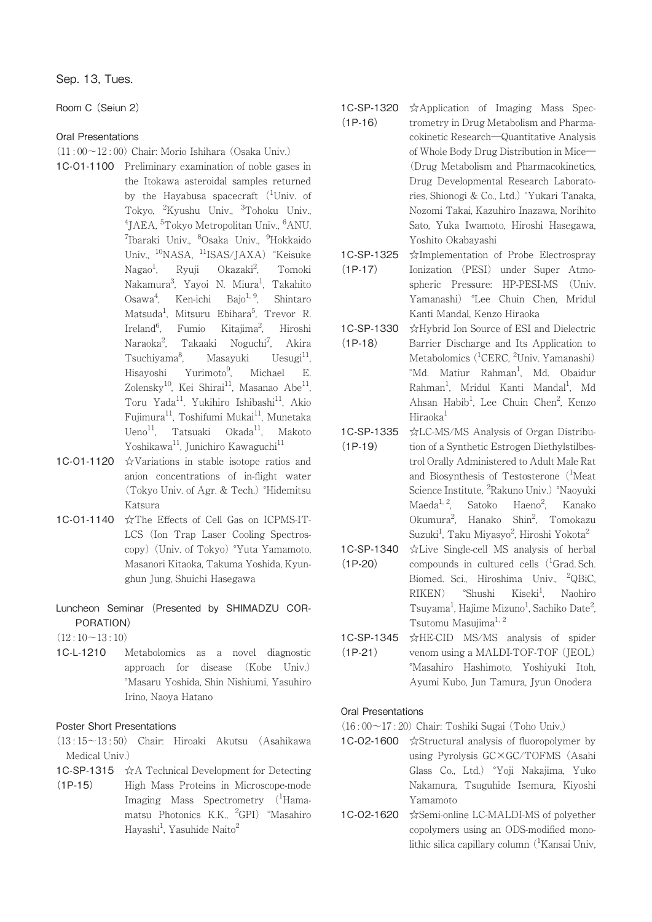Sep. 13, Tues.

## Room C (Seiun 2)

### Oral Presentations

(11 : 00～12 : 00) Chair: Morio Ishihara (Osaka Univ.)

**1C-O1-1100** Preliminary examination of noble gases in the Itokawa asteroidal samples returned by the Hayabusa spacecraft ([1]Univ. of Tokyo, [2]Kyushu Univ., [3]Tohoku Univ., [4]JAEA, [5]Tokyo Metropolitan Univ., [6]ANU, [7]Ibaraki Univ., [8]Osaka Univ., [9]Hokkaido Univ., [10]NASA, [11]ISAS/JAXA) °Keisuke Nagao[1], Ryuji Okazaki[2], Tomoki Nakamura[3], Yayoi N. Miura[1], Takahito Osawa[4], Ken-ichi Bajo[1, 9], Shintaro Matsuda[1], Mitsuru Ebihara[5], Trevor R. Ireland[6], Fumio Kitajima[2], Hiroshi Naraoka[2], Takaaki Noguchi[7], Akira Tsuchiyama[8], Masayuki Uesugi[11], Hisayoshi Yurimoto[9], Michael E. Zolensky[10], Kei Shirai[11], Masanao Abe[11], Toru Yada[11], Yukihiro Ishibashi[11], Akio Fujimura[11], Toshifumi Mukai[11], Munetaka Ueno[11], Tatsuaki Okada[11], Makoto Yoshikawa[11], Junichiro Kawaguchi[11]

**1C-O1-1120** ☆Variations in stable isotope ratios and anion concentrations of in-flight water (Tokyo Univ. of Agr. & Tech.) °Hidemitsu Katsura

**1C-O1-1140** ☆The Effects of Cell Gas on ICPMS-IT-LCS (Ion Trap Laser Cooling Spectroscopy) (Univ. of Tokyo) °Yuta Yamamoto, Masanori Kitaoka, Takuma Yoshida, Kyunghun Jung, Shuichi Hasegawa

### Luncheon Seminar (Presented by SHIMADZU CORPORATION)

(12 : 10～13 : 10)

**1C-L-1210** Metabolomics as a novel diagnostic approach for disease (Kobe Univ.) °Masaru Yoshida, Shin Nishiumi, Yasuhiro Irino, Naoya Hatano

### Poster Short Presentations

(13 : 15～13 : 50) Chair: Hiroaki Akutsu (Asahikawa Medical Univ.)

**1C-SP-1315 (1P-15)** ☆A Technical Development for Detecting High Mass Proteins in Microscope-mode Imaging Mass Spectrometry ([1]Hamamatsu Photonics K.K., [2]GPI) °Masahiro Hayashi[1], Yasuhide Naito[2]

**1C-SP-1320 (1P-16)** ☆Application of Imaging Mass Spectrometry in Drug Metabolism and Pharmacokinetic Research—Quantitative Analysis of Whole Body Drug Distribution in Mice— (Drug Metabolism and Pharmacokinetics, Drug Developmental Research Laboratories, Shionogi & Co., Ltd.) °Yukari Tanaka, Nozomi Takai, Kazuhiro Inazawa, Norihito Sato, Yuka Iwamoto, Hiroshi Hasegawa, Yoshito Okabayashi

**1C-SP-1325 (1P-17)** ☆Implementation of Probe Electrospray Ionization (PESI) under Super Atmospheric Pressure: HP-PESI-MS (Univ. Yamanashi) °Lee Chuin Chen, Mridul Kanti Mandal, Kenzo Hiraoka

**1C-SP-1330 (1P-18)** ☆Hybrid Ion Source of ESI and Dielectric Barrier Discharge and Its Application to Metabolomics ([1]CERC, [2]Univ. Yamanashi) °Md. Matiur Rahman[1], Md. Obaidur Rahman[1], Mridul Kanti Mandal[1], Md Ahsan Habib[1], Lee Chuin Chen[2], Kenzo Hiraoka[1]

**1C-SP-1335 (1P-19)** ☆LC-MS/MS Analysis of Organ Distribution of a Synthetic Estrogen Diethylstilbestrol Orally Administered to Adult Male Rat and Biosynthesis of Testosterone ([1]Meat Science Institute, [2]Rakuno Univ.) °Naoyuki Maeda[1, 2], Satoko Haeno[2], Kanako Okumura[2], Hanako Shin[2], Tomokazu Suzuki[1], Taku Miyasyo[2], Hiroshi Yokota[2]

**1C-SP-1340 (1P-20)** ☆Live Single-cell MS analysis of herbal compounds in cultured cells ([1]Grad. Sch. Biomed. Sci., Hiroshima Univ., [2]QBiC, RIKEN) °Shushi Kiseki[1], Naohiro Tsuyama[1], Hajime Mizuno[1], Sachiko Date[2], Tsutomu Masujima[1, 2]

**1C-SP-1345 (1P-21)** ☆HE-CID MS/MS analysis of spider venom using a MALDI-TOF-TOF (JEOL) °Masahiro Hashimoto, Yoshiyuki Itoh, Ayumi Kubo, Jun Tamura, Jyun Onodera

### Oral Presentations

(16 : 00～17 : 20) Chair: Toshiki Sugai (Toho Univ.)

**1C-O2-1600** ☆Structural analysis of fluoropolymer by using Pyrolysis GC×GC/TOFMS (Asahi Glass Co., Ltd.) °Yoji Nakajima, Yuko Nakamura, Tsuguhide Isemura, Kiyoshi Yamamoto

**1C-O2-1620** ☆Semi-online LC-MALDI-MS of polyether copolymers using an ODS-modified monolithic silica capillary column ([1]Kansai Univ,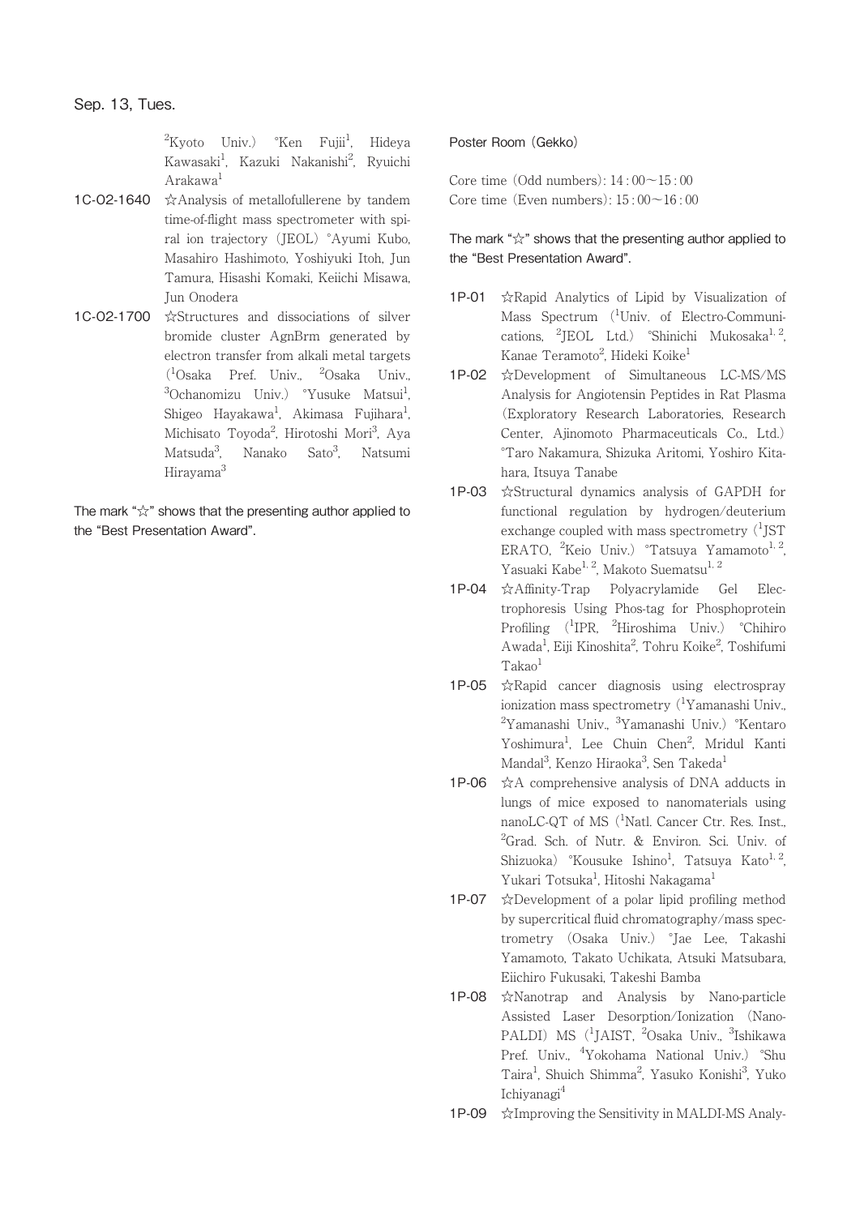Sep. 13, Tues.

[2]Kyoto Univ.) °Ken Fujii[1], Hideya Kawasaki[1], Kazuki Nakanishi[2], Ryuichi Arakawa[1]

**1C-O2-1640** ☆Analysis of metallofullerene by tandem time-of-flight mass spectrometer with spiral ion trajectory (JEOL) °Ayumi Kubo, Masahiro Hashimoto, Yoshiyuki Itoh, Jun Tamura, Hisashi Komaki, Keiichi Misawa, Jun Onodera

**1C-O2-1700** ☆Structures and dissociations of silver bromide cluster AgnBrm generated by electron transfer from alkali metal targets ([1]Osaka Pref. Univ., [2]Osaka Univ., [3]Ochanomizu Univ.) °Yusuke Matsui[1], Shigeo Hayakawa[1], Akimasa Fujihara[1], Michisato Toyoda[2], Hirotoshi Mori[3], Aya Matsuda[3], Nanako Sato[3], Natsumi Hirayama[3]

The mark "☆" shows that the presenting author applied to the "Best Presentation Award".

Poster Room (Gekko)

Core time (Odd numbers): 14:00～15:00
Core time (Even numbers): 15:00～16:00

The mark "☆" shows that the presenting author applied to the "Best Presentation Award".

**1P-01** ☆Rapid Analytics of Lipid by Visualization of Mass Spectrum ([1]Univ. of Electro-Communications, [2]JEOL Ltd.) °Shinichi Mukosaka[1,2], Kanae Teramoto[2], Hideki Koike[1]

**1P-02** ☆Development of Simultaneous LC-MS/MS Analysis for Angiotensin Peptides in Rat Plasma (Exploratory Research Laboratories, Research Center, Ajinomoto Pharmaceuticals Co., Ltd.) °Taro Nakamura, Shizuka Aritomi, Yoshiro Kitahara, Itsuya Tanabe

**1P-03** ☆Structural dynamics analysis of GAPDH for functional regulation by hydrogen/deuterium exchange coupled with mass spectrometry ([1]JST ERATO, [2]Keio Univ.) °Tatsuya Yamamoto[1,2], Yasuaki Kabe[1,2], Makoto Suematsu[1,2]

**1P-04** ☆Affinity-Trap Polyacrylamide Gel Electrophoresis Using Phos-tag for Phosphoprotein Profiling ([1]IPR, [2]Hiroshima Univ.) °Chihiro Awada[1], Eiji Kinoshita[2], Tohru Koike[2], Toshifumi Takao[1]

**1P-05** ☆Rapid cancer diagnosis using electrospray ionization mass spectrometry ([1]Yamanashi Univ., [2]Yamanashi Univ., [3]Yamanashi Univ.) °Kentaro Yoshimura[1], Lee Chuin Chen[2], Mridul Kanti Mandal[3], Kenzo Hiraoka[3], Sen Takeda[1]

**1P-06** ☆A comprehensive analysis of DNA adducts in lungs of mice exposed to nanomaterials using nanoLC-QT of MS ([1]Natl. Cancer Ctr. Res. Inst., [2]Grad. Sch. of Nutr. & Environ. Sci. Univ. of Shizuoka) °Kousuke Ishino[1], Tatsuya Kato[1,2], Yukari Totsuka[1], Hitoshi Nakagama[1]

**1P-07** ☆Development of a polar lipid profiling method by supercritical fluid chromatography/mass spectrometry (Osaka Univ.) °Jae Lee, Takashi Yamamoto, Takato Uchikata, Atsuki Matsubara, Eiichiro Fukusaki, Takeshi Bamba

**1P-08** ☆Nanotrap and Analysis by Nano-particle Assisted Laser Desorption/Ionization (Nano-PALDI) MS ([1]JAIST, [2]Osaka Univ., [3]Ishikawa Pref. Univ., [4]Yokohama National Univ.) °Shu Taira[1], Shuich Shimma[2], Yasuko Konishi[3], Yuko Ichiyanagi[4]

**1P-09** ☆Improving the Sensitivity in MALDI-MS Analy-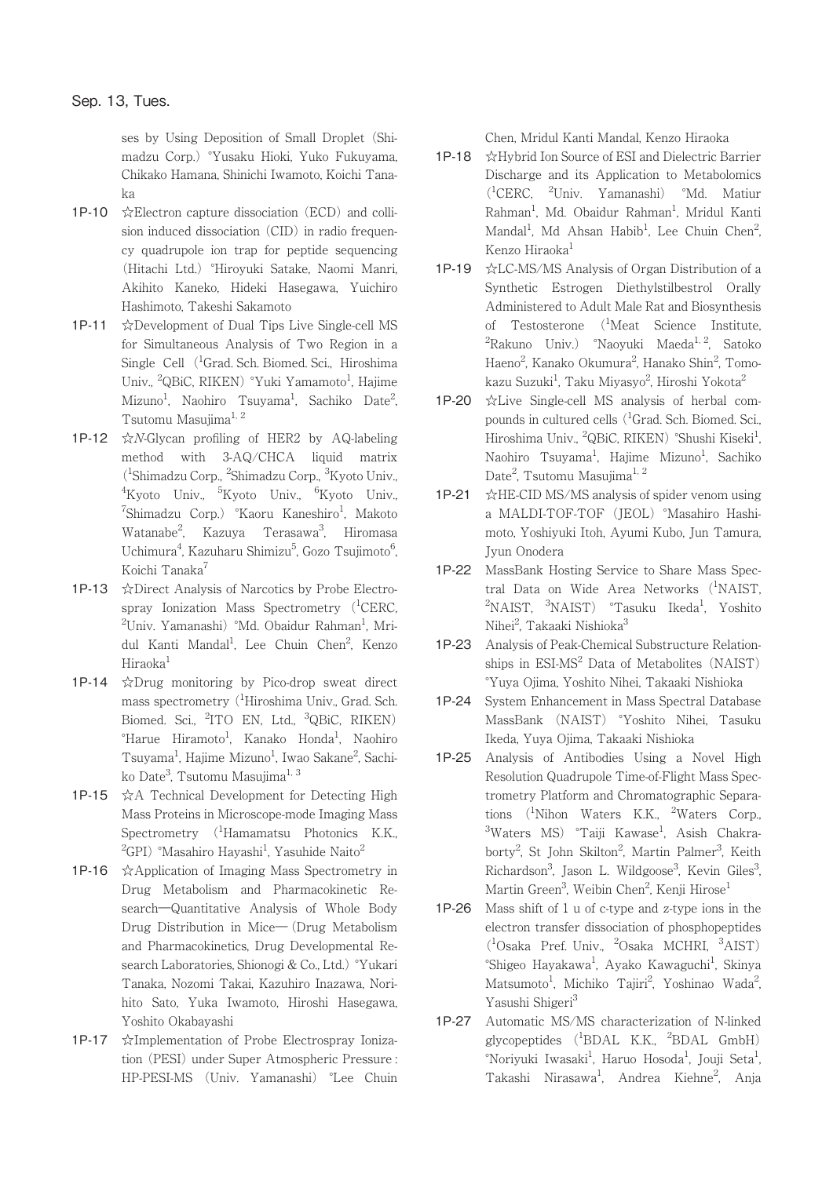ses by Using Deposition of Small Droplet (Shimadzu Corp.) °Yusaku Hioki, Yuko Fukuyama, Chikako Hamana, Shinichi Iwamoto, Koichi Tanaka

**1P-10** ☆Electron capture dissociation (ECD) and collision induced dissociation (CID) in radio frequency quadrupole ion trap for peptide sequencing (Hitachi Ltd.) °Hiroyuki Satake, Naomi Manri, Akihito Kaneko, Hideki Hasegawa, Yuichiro Hashimoto, Takeshi Sakamoto

**1P-11** ☆Development of Dual Tips Live Single-cell MS for Simultaneous Analysis of Two Region in a Single Cell ([1]Grad. Sch. Biomed. Sci., Hiroshima Univ., [2]QBiC, RIKEN) °Yuki Yamamoto[1], Hajime Mizuno[1], Naohiro Tsuyama[1], Sachiko Date[2], Tsutomu Masujima[1,2]

**1P-12** ☆*N*-Glycan profiling of HER2 by AQ-labeling method with 3-AQ/CHCA liquid matrix ([1]Shimadzu Corp., [2]Shimadzu Corp., [3]Kyoto Univ., [4]Kyoto Univ., [5]Kyoto Univ., [6]Kyoto Univ., [7]Shimadzu Corp.) °Kaoru Kaneshiro[1], Makoto Watanabe[2], Kazuya Terasawa[3], Hiromasa Uchimura[4], Kazuharu Shimizu[5], Gozo Tsujimoto[6], Koichi Tanaka[7]

**1P-13** ☆Direct Analysis of Narcotics by Probe Electrospray Ionization Mass Spectrometry ([1]CERC, [2]Univ. Yamanashi) °Md. Obaidur Rahman[1], Mridul Kanti Mandal[1], Lee Chuin Chen[2], Kenzo Hiraoka[1]

**1P-14** ☆Drug monitoring by Pico-drop sweat direct mass spectrometry ([1]Hiroshima Univ., Grad. Sch. Biomed. Sci., [2]ITO EN, Ltd., [3]QBiC, RIKEN) °Harue Hiramoto[1], Kanako Honda[1], Naohiro Tsuyama[1], Hajime Mizuno[1], Iwao Sakane[2], Sachiko Date[3], Tsutomu Masujima[1,3]

**1P-15** ☆A Technical Development for Detecting High Mass Proteins in Microscope-mode Imaging Mass Spectrometry ([1]Hamamatsu Photonics K.K., [2]GPI) °Masahiro Hayashi[1], Yasuhide Naito[2]

**1P-16** ☆Application of Imaging Mass Spectrometry in Drug Metabolism and Pharmacokinetic Research—Quantitative Analysis of Whole Body Drug Distribution in Mice— (Drug Metabolism and Pharmacokinetics, Drug Developmental Research Laboratories, Shionogi & Co., Ltd.) °Yukari Tanaka, Nozomi Takai, Kazuhiro Inazawa, Norihito Sato, Yuka Iwamoto, Hiroshi Hasegawa, Yoshito Okabayashi

**1P-17** ☆Implementation of Probe Electrospray Ionization (PESI) under Super Atmospheric Pressure : HP-PESI-MS (Univ. Yamanashi) °Lee Chuin Chen, Mridul Kanti Mandal, Kenzo Hiraoka

**1P-18** ☆Hybrid Ion Source of ESI and Dielectric Barrier Discharge and its Application to Metabolomics ([1]CERC, [2]Univ. Yamanashi) °Md. Matiur Rahman[1], Md. Obaidur Rahman[1], Mridul Kanti Mandal[1], Md Ahsan Habib[1], Lee Chuin Chen[2], Kenzo Hiraoka[1]

**1P-19** ☆LC-MS/MS Analysis of Organ Distribution of a Synthetic Estrogen Diethylstilbestrol Orally Administered to Adult Male Rat and Biosynthesis of Testosterone ([1]Meat Science Institute, [2]Rakuno Univ.) °Naoyuki Maeda[1,2], Satoko Haeno[2], Kanako Okumura[2], Hanako Shin[2], Tomokazu Suzuki[1], Taku Miyasyo[2], Hiroshi Yokota[2]

**1P-20** ☆Live Single-cell MS analysis of herbal compounds in cultured cells ([1]Grad. Sch. Biomed. Sci., Hiroshima Univ., [2]QBiC, RIKEN) °Shushi Kiseki[1], Naohiro Tsuyama[1], Hajime Mizuno[1], Sachiko Date[2], Tsutomu Masujima[1,2]

**1P-21** ☆HE-CID MS/MS analysis of spider venom using a MALDI-TOF-TOF (JEOL) °Masahiro Hashimoto, Yoshiyuki Itoh, Ayumi Kubo, Jun Tamura, Jyun Onodera

**1P-22** MassBank Hosting Service to Share Mass Spectral Data on Wide Area Networks ([1]NAIST, [2]NAIST, [3]NAIST) °Tasuku Ikeda[1], Yoshito Nihei[2], Takaaki Nishioka[3]

**1P-23** Analysis of Peak-Chemical Substructure Relationships in ESI-MS$^2$ Data of Metabolites (NAIST) °Yuya Ojima, Yoshito Nihei, Takaaki Nishioka

**1P-24** System Enhancement in Mass Spectral Database MassBank (NAIST) °Yoshito Nihei, Tasuku Ikeda, Yuya Ojima, Takaaki Nishioka

**1P-25** Analysis of Antibodies Using a Novel High Resolution Quadrupole Time-of-Flight Mass Spectrometry Platform and Chromatographic Separations ([1]Nihon Waters K.K., [2]Waters Corp., [3]Waters MS) °Taiji Kawase[1], Asish Chakraborty[2], St John Skilton[2], Martin Palmer[3], Keith Richardson[3], Jason L. Wildgoose[3], Kevin Giles[3], Martin Green[3], Weibin Chen[2], Kenji Hirose[1]

**1P-26** Mass shift of 1 u of c-type and z-type ions in the electron transfer dissociation of phosphopeptides ([1]Osaka Pref. Univ., [2]Osaka MCHRI, [3]AIST) °Shigeo Hayakawa[1], Ayako Kawaguchi[1], Skinya Matsumoto[1], Michiko Tajiri[2], Yoshinao Wada[2], Yasushi Shigeri[3]

**1P-27** Automatic MS/MS characterization of N-linked glycopeptides ([1]BDAL K.K., [2]BDAL GmbH) °Noriyuki Iwasaki[1], Haruo Hosoda[1], Jouji Seta[1], Takashi Nirasawa[1], Andrea Kiehne[2], Anja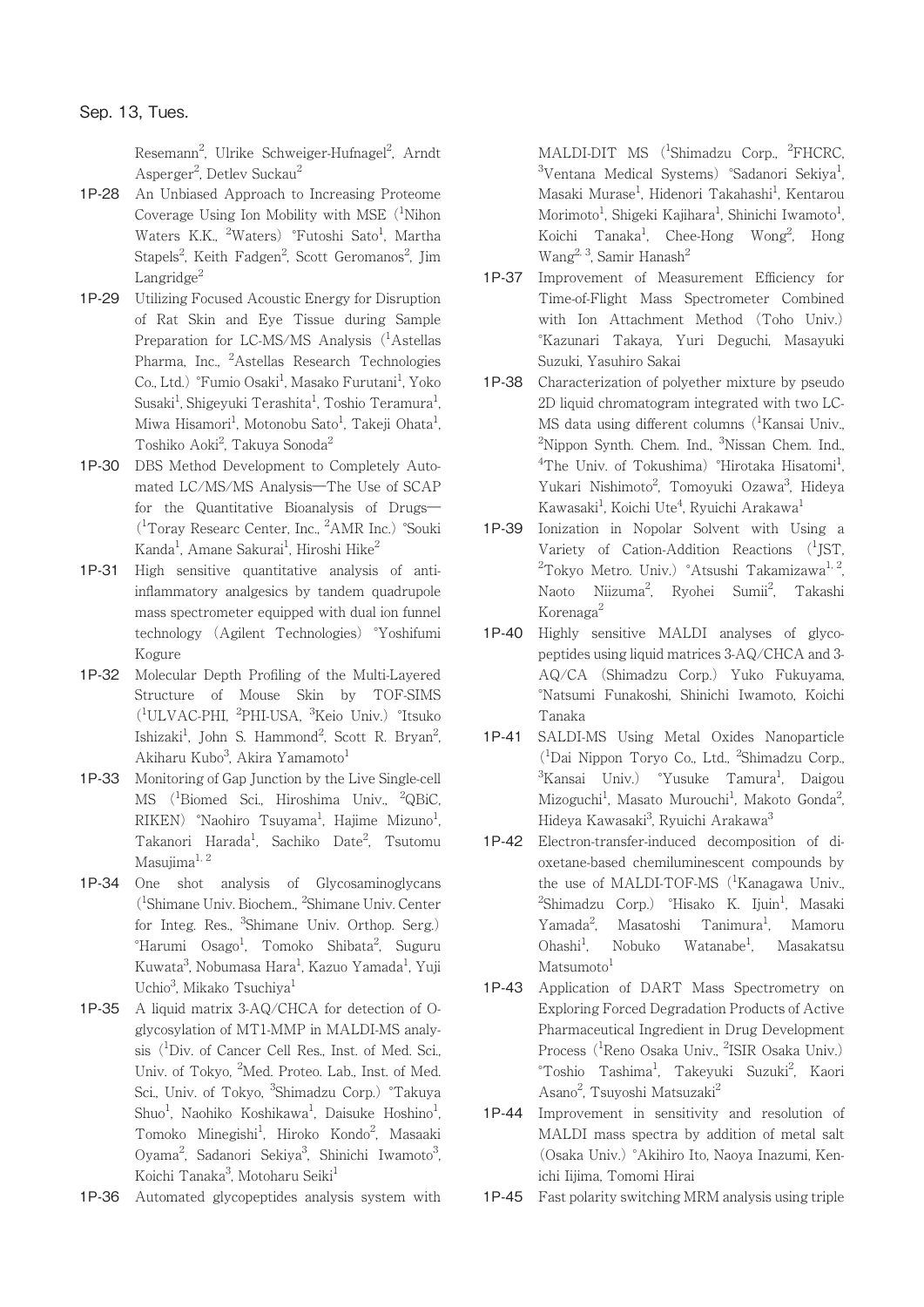Resemann[2], Ulrike Schweiger-Hufnagel[2], Arndt Asperger[2], Detlev Suckau[2]

**1P-28** An Unbiased Approach to Increasing Proteome Coverage Using Ion Mobility with MSE ([1]Nihon Waters K.K., [2]Waters) °Futoshi Sato[1], Martha Stapels[2], Keith Fadgen[2], Scott Geromanos[2], Jim Langridge[2]

**1P-29** Utilizing Focused Acoustic Energy for Disruption of Rat Skin and Eye Tissue during Sample Preparation for LC-MS/MS Analysis ([1]Astellas Pharma, Inc., [2]Astellas Research Technologies Co., Ltd.) °Fumio Osaki[1], Masako Furutani[1], Yoko Susaki[1], Shigeyuki Terashita[1], Toshio Teramura[1], Miwa Hisamori[1], Motonobu Sato[1], Takeji Ohata[1], Toshiko Aoki[2], Takuya Sonoda[2]

**1P-30** DBS Method Development to Completely Automated LC/MS/MS Analysis—The Use of SCAP for the Quantitative Bioanalysis of Drugs— ([1]Toray Researc Center, Inc., [2]AMR Inc.) °Souki Kanda[1], Amane Sakurai[1], Hiroshi Hike[2]

**1P-31** High sensitive quantitative analysis of anti-inflammatory analgesics by tandem quadrupole mass spectrometer equipped with dual ion funnel technology (Agilent Technologies) °Yoshifumi Kogure

**1P-32** Molecular Depth Profiling of the Multi-Layered Structure of Mouse Skin by TOF-SIMS ([1]ULVAC-PHI, [2]PHI-USA, [3]Keio Univ.) °Itsuko Ishizaki[1], John S. Hammond[2], Scott R. Bryan[2], Akiharu Kubo[3], Akira Yamamoto[1]

**1P-33** Monitoring of Gap Junction by the Live Single-cell MS ([1]Biomed Sci., Hiroshima Univ., [2]QBiC, RIKEN) °Naohiro Tsuyama[1], Hajime Mizuno[1], Takanori Harada[1], Sachiko Date[2], Tsutomu Masujima[1,2]

**1P-34** One shot analysis of Glycosaminoglycans ([1]Shimane Univ. Biochem., [2]Shimane Univ. Center for Integ. Res., [3]Shimane Univ. Orthop. Serg.) °Harumi Osago[1], Tomoko Shibata[2], Suguru Kuwata[3], Nobumasa Hara[1], Kazuo Yamada[1], Yuji Uchio[3], Mikako Tsuchiya[1]

**1P-35** A liquid matrix 3-AQ/CHCA for detection of O-glycosylation of MT1-MMP in MALDI-MS analysis ([1]Div. of Cancer Cell Res., Inst. of Med. Sci., Univ. of Tokyo, [2]Med. Proteo. Lab., Inst. of Med. Sci., Univ. of Tokyo, [3]Shimadzu Corp.) °Takuya Shuo[1], Naohiko Koshikawa[1], Daisuke Hoshino[1], Tomoko Minegishi[1], Hiroko Kondo[2], Masaaki Oyama[2], Sadanori Sekiya[3], Shinichi Iwamoto[3], Koichi Tanaka[3], Motoharu Seiki[1]

**1P-36** Automated glycopeptides analysis system with MALDI-DIT MS ([1]Shimadzu Corp., [2]FHCRC, [3]Ventana Medical Systems) °Sadanori Sekiya[1], Masaki Murase[1], Hidenori Takahashi[1], Kentarou Morimoto[1], Shigeki Kajihara[1], Shinichi Iwamoto[1], Koichi Tanaka[1], Chee-Hong Wong[2], Hong Wang[2,3], Samir Hanash[2]

**1P-37** Improvement of Measurement Efficiency for Time-of-Flight Mass Spectrometer Combined with Ion Attachment Method (Toho Univ.) °Kazunari Takaya, Yuri Deguchi, Masayuki Suzuki, Yasuhiro Sakai

**1P-38** Characterization of polyether mixture by pseudo 2D liquid chromatogram integrated with two LC-MS data using different columns ([1]Kansai Univ., [2]Nippon Synth. Chem. Ind., [3]Nissan Chem. Ind., [4]The Univ. of Tokushima) °Hirotaka Hisatomi[1], Yukari Nishimoto[2], Tomoyuki Ozawa[3], Hideya Kawasaki[1], Koichi Ute[4], Ryuichi Arakawa[1]

**1P-39** Ionization in Nopolar Solvent with Using a Variety of Cation-Addition Reactions ([1]JST, [2]Tokyo Metro. Univ.) °Atsushi Takamizawa[1,2], Naoto Niizuma[2], Ryohei Sumii[2], Takashi Korenaga[2]

**1P-40** Highly sensitive MALDI analyses of glycopeptides using liquid matrices 3-AQ/CHCA and 3-AQ/CA (Shimadzu Corp.) Yuko Fukuyama, °Natsumi Funakoshi, Shinichi Iwamoto, Koichi Tanaka

**1P-41** SALDI-MS Using Metal Oxides Nanoparticle ([1]Dai Nippon Toryo Co., Ltd., [2]Shimadzu Corp., [3]Kansai Univ.) °Yusuke Tamura[1], Daigou Mizoguchi[1], Masato Murouchi[1], Makoto Gonda[2], Hideya Kawasaki[3], Ryuichi Arakawa[3]

**1P-42** Electron-transfer-induced decomposition of dioxetane-based chemiluminescent compounds by the use of MALDI-TOF-MS ([1]Kanagawa Univ., [2]Shimadzu Corp.) °Hisako K. Ijuin[1], Masaki Yamada[2], Masatoshi Tanimura[1], Mamoru Ohashi[1], Nobuko Watanabe[1], Masakatsu Matsumoto[1]

**1P-43** Application of DART Mass Spectrometry on Exploring Forced Degradation Products of Active Pharmaceutical Ingredient in Drug Development Process ([1]Reno Osaka Univ., [2]ISIR Osaka Univ.) °Toshio Tashima[1], Takeyuki Suzuki[2], Kaori Asano[2], Tsuyoshi Matsuzaki[2]

**1P-44** Improvement in sensitivity and resolution of MALDI mass spectra by addition of metal salt (Osaka Univ.) °Akihiro Ito, Naoya Inazumi, Kenichi Iijima, Tomomi Hirai

**1P-45** Fast polarity switching MRM analysis using triple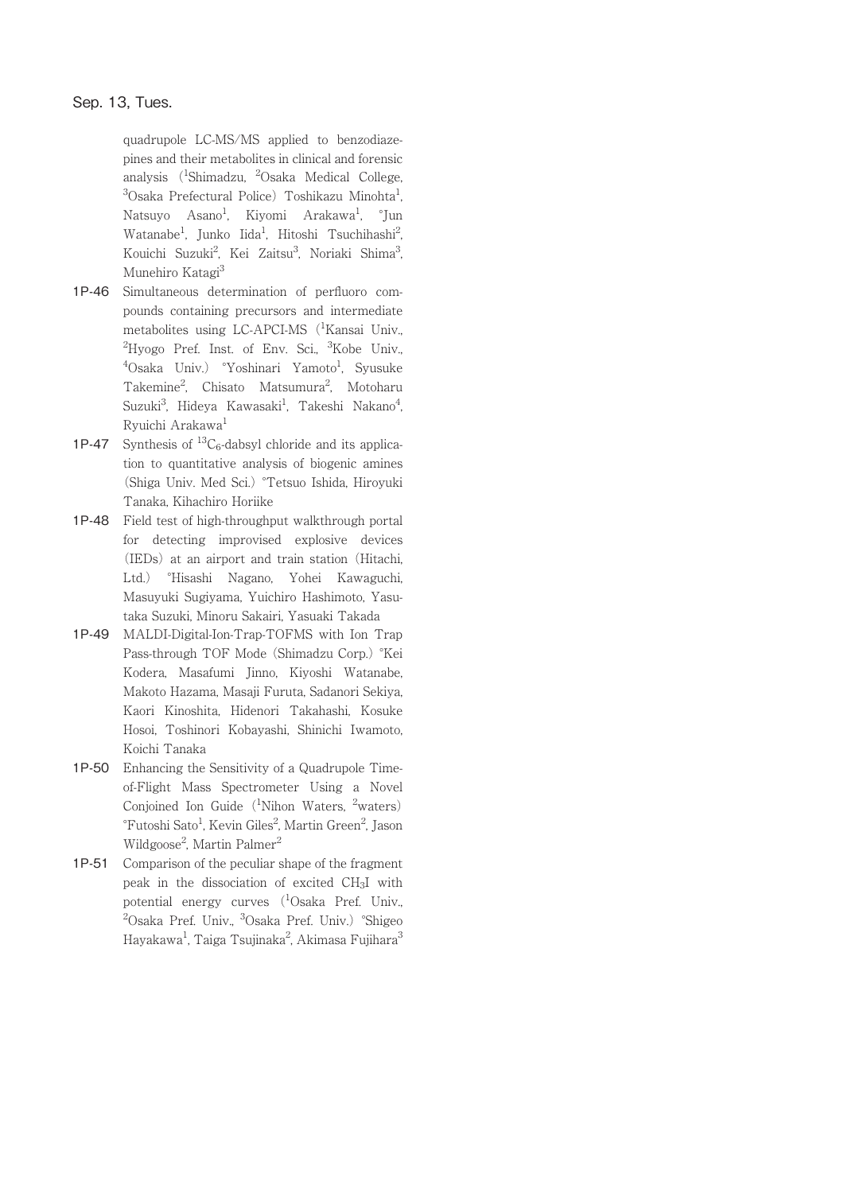quadrupole LC-MS/MS applied to benzodiazepines and their metabolites in clinical and forensic analysis ([1]Shimadzu, [2]Osaka Medical College, [3]Osaka Prefectural Police) Toshikazu Minohta[1], Natsuyo Asano[1], Kiyomi Arakawa[1], °Jun Watanabe[1], Junko Iida[1], Hitoshi Tsuchihashi[2], Kouichi Suzuki[2], Kei Zaitsu[3], Noriaki Shima[3], Munehiro Katagi[3]

**1P-46** Simultaneous determination of perfluoro compounds containing precursors and intermediate metabolites using LC-APCI-MS ([1]Kansai Univ., [2]Hyogo Pref. Inst. of Env. Sci., [3]Kobe Univ., [4]Osaka Univ.) °Yoshinari Yamoto[1], Syusuke Takemine[2], Chisato Matsumura[2], Motoharu Suzuki[3], Hideya Kawasaki[1], Takeshi Nakano[4], Ryuichi Arakawa[1]

**1P-47** Synthesis of $^{13}C_6$-dabsyl chloride and its application to quantitative analysis of biogenic amines (Shiga Univ. Med Sci.) °Tetsuo Ishida, Hiroyuki Tanaka, Kihachiro Horiike

**1P-48** Field test of high-throughput walkthrough portal for detecting improvised explosive devices (IEDs) at an airport and train station (Hitachi, Ltd.) °Hisashi Nagano, Yohei Kawaguchi, Masuyuki Sugiyama, Yuichiro Hashimoto, Yasutaka Suzuki, Minoru Sakairi, Yasuaki Takada

**1P-49** MALDI-Digital-Ion-Trap-TOFMS with Ion Trap Pass-through TOF Mode (Shimadzu Corp.) °Kei Kodera, Masafumi Jinno, Kiyoshi Watanabe, Makoto Hazama, Masaji Furuta, Sadanori Sekiya, Kaori Kinoshita, Hidenori Takahashi, Kosuke Hosoi, Toshinori Kobayashi, Shinichi Iwamoto, Koichi Tanaka

**1P-50** Enhancing the Sensitivity of a Quadrupole Time-of-Flight Mass Spectrometer Using a Novel Conjoined Ion Guide ([1]Nihon Waters, [2]waters) °Futoshi Sato[1], Kevin Giles[2], Martin Green[2], Jason Wildgoose[2], Martin Palmer[2]

**1P-51** Comparison of the peculiar shape of the fragment peak in the dissociation of excited $CH_3I$ with potential energy curves ([1]Osaka Pref. Univ., [2]Osaka Pref. Univ., [3]Osaka Pref. Univ.) °Shigeo Hayakawa[1], Taiga Tsujinaka[2], Akimasa Fujihara[3]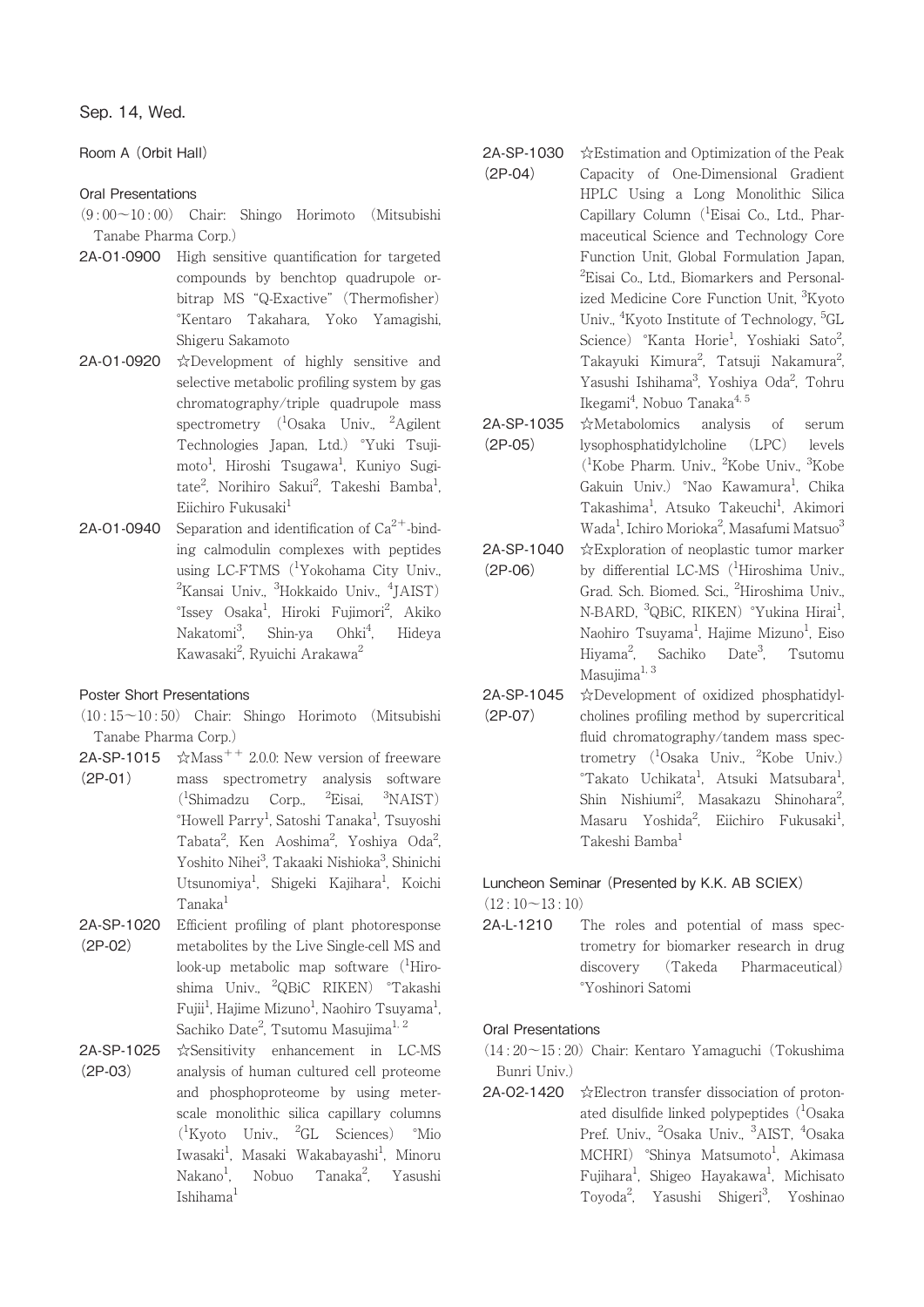## Sep. 14, Wed.

### Room A (Orbit Hall)

#### Oral Presentations

(9:00〜10:00) Chair: Shingo Horimoto (Mitsubishi Tanabe Pharma Corp.)

**2A-O1-0900** High sensitive quantification for targeted compounds by benchtop quadrupole orbitrap MS "Q-Exactive" (Thermofisher) °Kentaro Takahara, Yoko Yamagishi, Shigeru Sakamoto

**2A-O1-0920** ☆Development of highly sensitive and selective metabolic profiling system by gas chromatography/triple quadrupole mass spectrometry ([1]Osaka Univ., [2]Agilent Technologies Japan, Ltd.) °Yuki Tsujimoto[1], Hiroshi Tsugawa[1], Kuniyo Sugitate[2], Norihiro Sakui[2], Takeshi Bamba[1], Eiichiro Fukusaki[1]

**2A-O1-0940** Separation and identification of $Ca^{2+}$-binding calmodulin complexes with peptides using LC-FTMS ([1]Yokohama City Univ., [2]Kansai Univ., [3]Hokkaido Univ., [4]JAIST) °Issey Osaka[1], Hiroki Fujimori[2], Akiko Nakatomi[3], Shin-ya Ohki[4], Hideya Kawasaki[2], Ryuichi Arakawa[2]

#### Poster Short Presentations

(10:15〜10:50) Chair: Shingo Horimoto (Mitsubishi Tanabe Pharma Corp.)

**2A-SP-1015 (2P-01)** ☆Mass$^{++}$ 2.0.0: New version of freeware mass spectrometry analysis software ([1]Shimadzu Corp., [2]Eisai, [3]NAIST) °Howell Parry[1], Satoshi Tanaka[1], Tsuyoshi Tabata[2], Ken Aoshima[2], Yoshiya Oda[2], Yoshito Nihei[3], Takaaki Nishioka[3], Shinichi Utsunomiya[1], Shigeki Kajihara[1], Koichi Tanaka[1]

**2A-SP-1020 (2P-02)** Efficient profiling of plant photoresponse metabolites by the Live Single-cell MS and look-up metabolic map software ([1]Hiroshima Univ., [2]QBiC RIKEN) °Takashi Fujii[1], Hajime Mizuno[1], Naohiro Tsuyama[1], Sachiko Date[2], Tsutomu Masujima[1, 2]

**2A-SP-1025 (2P-03)** ☆Sensitivity enhancement in LC-MS analysis of human cultured cell proteome and phosphoproteome by using meter-scale monolithic silica capillary columns ([1]Kyoto Univ., [2]GL Sciences) °Mio Iwasaki[1], Masaki Wakabayashi[1], Minoru Nakano[1], Nobuo Tanaka[2], Yasushi Ishihama[1]

**2A-SP-1030 (2P-04)** ☆Estimation and Optimization of the Peak Capacity of One-Dimensional Gradient HPLC Using a Long Monolithic Silica Capillary Column ([1]Eisai Co., Ltd., Pharmaceutical Science and Technology Core Function Unit, Global Formulation Japan, [2]Eisai Co., Ltd., Biomarkers and Personalized Medicine Core Function Unit, [3]Kyoto Univ., [4]Kyoto Institute of Technology, [5]GL Science) °Kanta Horie[1], Yoshiaki Sato[2], Takayuki Kimura[2], Tatsuji Nakamura[2], Yasushi Ishihama[3], Yoshiya Oda[2], Tohru Ikegami[4], Nobuo Tanaka[4, 5]

**2A-SP-1035 (2P-05)** ☆Metabolomics analysis of serum lysophosphatidylcholine (LPC) levels ([1]Kobe Pharm. Univ., [2]Kobe Univ., [3]Kobe Gakuin Univ.) °Nao Kawamura[1], Chika Takashima[1], Atsuko Takeuchi[1], Akimori Wada[1], Ichiro Morioka[2], Masafumi Matsuo[3]

**2A-SP-1040 (2P-06)** ☆Exploration of neoplastic tumor marker by differential LC-MS ([1]Hiroshima Univ., Grad. Sch. Biomed. Sci., [2]Hiroshima Univ., N-BARD, [3]QBiC, RIKEN) °Yukina Hirai[1], Naohiro Tsuyama[1], Hajime Mizuno[1], Eiso Hiyama[2], Sachiko Date[3], Tsutomu Masujima[1, 3]

**2A-SP-1045 (2P-07)** ☆Development of oxidized phosphatidylcholines profiling method by supercritical fluid chromatography/tandem mass spectrometry ([1]Osaka Univ., [2]Kobe Univ.) °Takato Uchikata[1], Atsuki Matsubara[1], Shin Nishiumi[2], Masakazu Shinohara[2], Masaru Yoshida[2], Eiichiro Fukusaki[1], Takeshi Bamba[1]

#### Luncheon Seminar (Presented by K.K. AB SCIEX)

(12:10〜13:10)

**2A-L-1210** The roles and potential of mass spectrometry for biomarker research in drug discovery (Takeda Pharmaceutical) °Yoshinori Satomi

#### Oral Presentations

(14:20〜15:20) Chair: Kentaro Yamaguchi (Tokushima Bunri Univ.)

**2A-O2-1420** ☆Electron transfer dissociation of protonated disulfide linked polypeptides ([1]Osaka Pref. Univ., [2]Osaka Univ., [3]AIST, [4]Osaka MCHRI) °Shinya Matsumoto[1], Akimasa Fujihara[1], Shigeo Hayakawa[1], Michisato Toyoda[2], Yasushi Shigeri[3], Yoshinao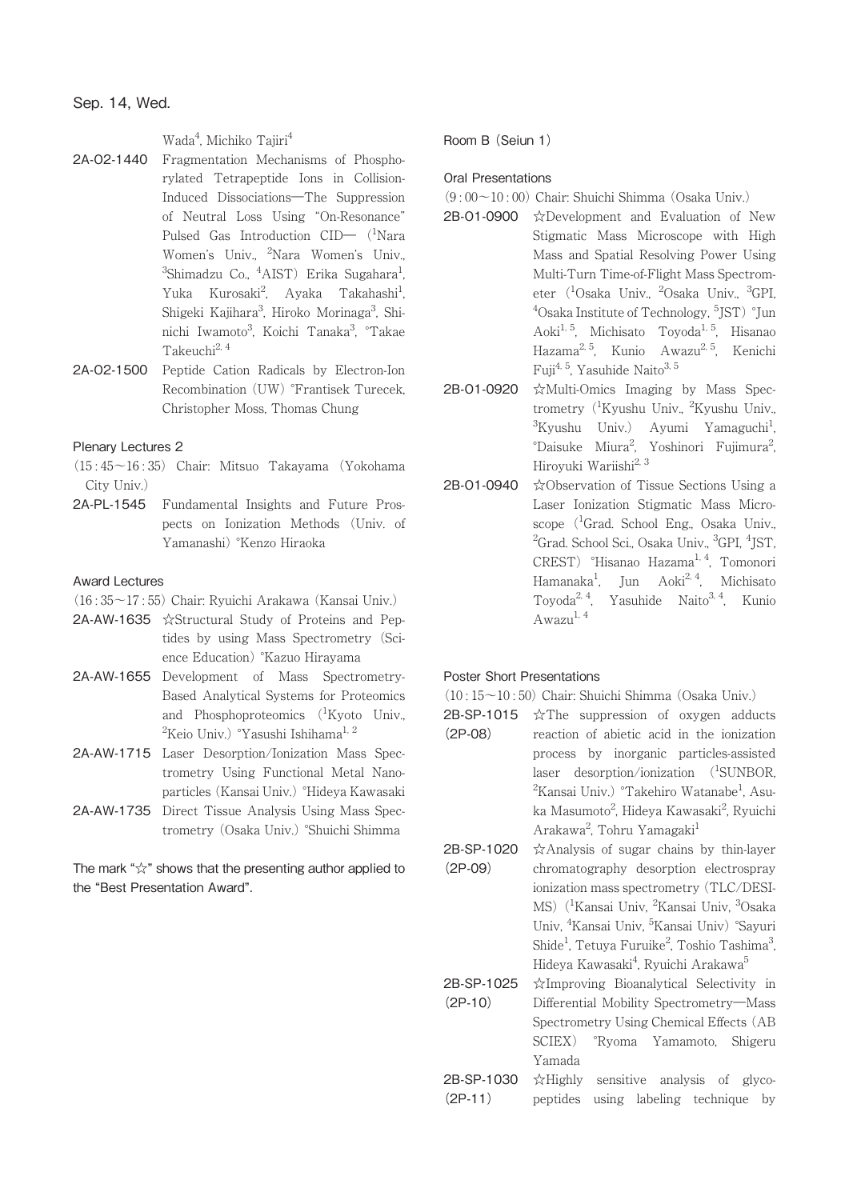Wada[4], Michiko Tajiri[4]

**2A-O2-1440** Fragmentation Mechanisms of Phosphorylated Tetrapeptide Ions in Collision-Induced Dissociations—The Suppression of Neutral Loss Using "On-Resonance" Pulsed Gas Introduction CID— ([1]Nara Women's Univ., [2]Nara Women's Univ., [3]Shimadzu Co., [4]AIST) Erika Sugahara[1], Yuka Kurosaki[2], Ayaka Takahashi[1], Shigeki Kajihara[3], Hiroko Morinaga[3], Shinichi Iwamoto[3], Koichi Tanaka[3], °Takae Takeuchi[2, 4]

**2A-O2-1500** Peptide Cation Radicals by Electron-Ion Recombination (UW) °Frantisek Turecek, Christopher Moss, Thomas Chung

### Plenary Lectures 2

(15 : 45〜16 : 35) Chair: Mitsuo Takayama (Yokohama City Univ.)

**2A-PL-1545** Fundamental Insights and Future Prospects on Ionization Methods (Univ. of Yamanashi) °Kenzo Hiraoka

### Award Lectures

(16 : 35〜17 : 55) Chair: Ryuichi Arakawa (Kansai Univ.)

**2A-AW-1635** ☆Structural Study of Proteins and Peptides by using Mass Spectrometry (Science Education) °Kazuo Hirayama

**2A-AW-1655** Development of Mass Spectrometry-Based Analytical Systems for Proteomics and Phosphoproteomics ([1]Kyoto Univ., [2]Keio Univ.) °Yasushi Ishihama[1, 2]

**2A-AW-1715** Laser Desorption/Ionization Mass Spectrometry Using Functional Metal Nanoparticles (Kansai Univ.) °Hideya Kawasaki

**2A-AW-1735** Direct Tissue Analysis Using Mass Spectrometry (Osaka Univ.) °Shuichi Shimma

The mark "☆" shows that the presenting author applied to the "Best Presentation Award".

## Room B (Seiun 1)

### Oral Presentations

(9 : 00〜10 : 00) Chair: Shuichi Shimma (Osaka Univ.)

**2B-O1-0900** ☆Development and Evaluation of New Stigmatic Mass Microscope with High Mass and Spatial Resolving Power Using Multi-Turn Time-of-Flight Mass Spectrometer ([1]Osaka Univ., [2]Osaka Univ., [3]GPI, [4]Osaka Institute of Technology, [5]JST) °Jun Aoki[1, 5], Michisato Toyoda[1, 5], Hisanao Hazama[2, 5], Kunio Awazu[2, 5], Kenichi Fuji[4, 5], Yasuhide Naito[3, 5]

**2B-O1-0920** ☆Multi-Omics Imaging by Mass Spectrometry ([1]Kyushu Univ., [2]Kyushu Univ., [3]Kyushu Univ.) Ayumi Yamaguchi[1], °Daisuke Miura[2], Yoshinori Fujimura[2], Hiroyuki Wariishi[2, 3]

**2B-O1-0940** ☆Observation of Tissue Sections Using a Laser Ionization Stigmatic Mass Microscope ([1]Grad. School Eng., Osaka Univ., [2]Grad. School Sci., Osaka Univ., [3]GPI, [4]JST, CREST) °Hisanao Hazama[1, 4], Tomonori Hamanaka[1], Jun Aoki[2, 4], Michisato Toyoda[2, 4], Yasuhide Naito[3, 4], Kunio Awazu[1, 4]

### Poster Short Presentations

(10 : 15〜10 : 50) Chair: Shuichi Shimma (Osaka Univ.)

**2B-SP-1015 (2P-08)** ☆The suppression of oxygen adducts reaction of abietic acid in the ionization process by inorganic particles-assisted laser desorption/ionization ([1]SUNBOR, [2]Kansai Univ.) °Takehiro Watanabe[1], Asuka Masumoto[2], Hideya Kawasaki[2], Ryuichi Arakawa[2], Tohru Yamagaki[1]

**2B-SP-1020 (2P-09)** ☆Analysis of sugar chains by thin-layer chromatography desorption electrospray ionization mass spectrometry (TLC/DESI-MS) ([1]Kansai Univ, [2]Kansai Univ, [3]Osaka Univ, [4]Kansai Univ, [5]Kansai Univ) °Sayuri Shide[1], Tetuya Furuike[2], Toshio Tashima[3], Hideya Kawasaki[4], Ryuichi Arakawa[5]

**2B-SP-1025 (2P-10)** ☆Improving Bioanalytical Selectivity in Differential Mobility Spectrometry—Mass Spectrometry Using Chemical Effects (AB SCIEX) °Ryoma Yamamoto, Shigeru Yamada

**2B-SP-1030 (2P-11)** ☆Highly sensitive analysis of glycopeptides using labeling technique by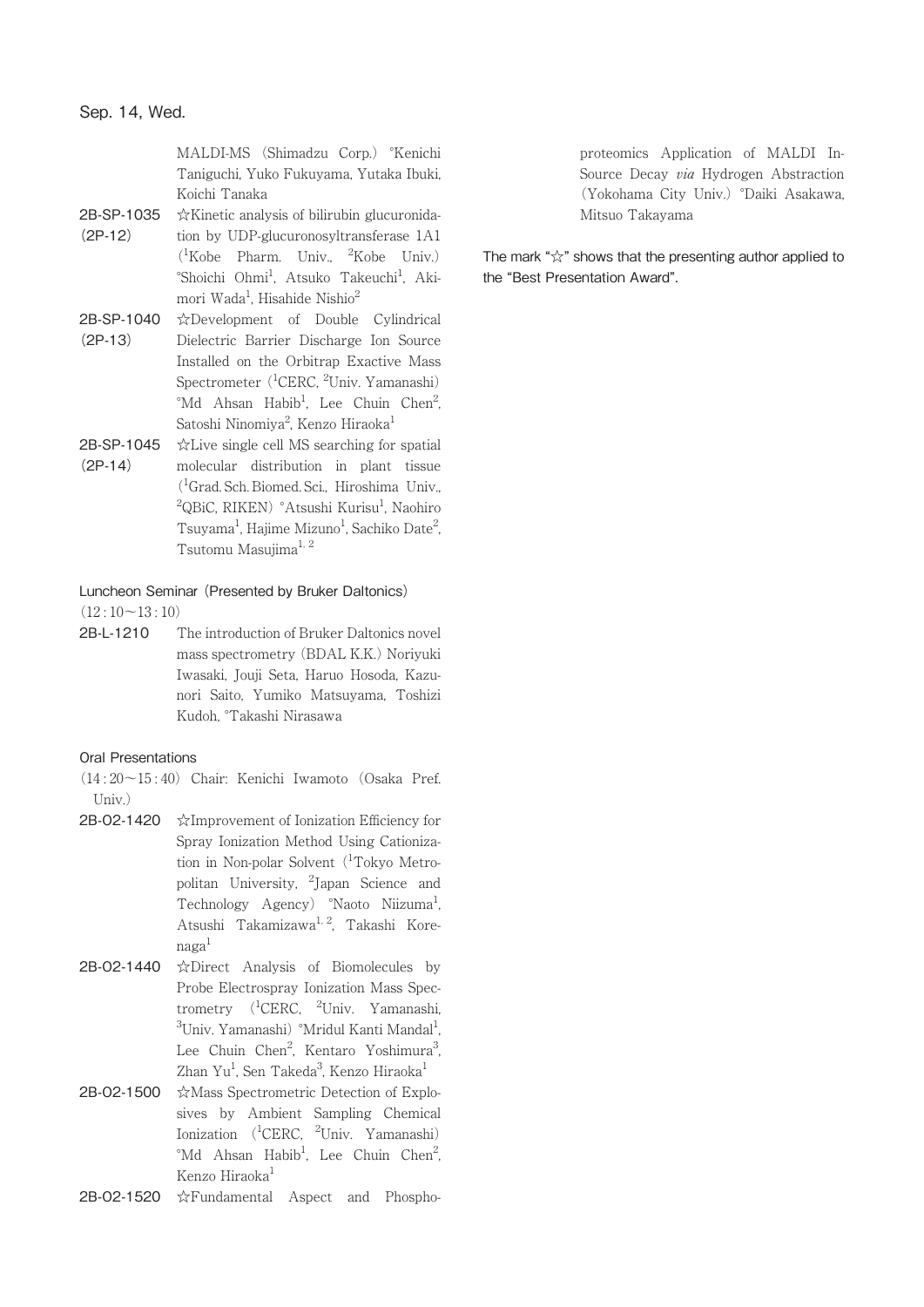Sep. 14, Wed.

MALDI-MS (Shimadzu Corp.) °Kenichi Taniguchi, Yuko Fukuyama, Yutaka Ibuki, Koichi Tanaka

2B-SP-1035 (2P-12) ☆Kinetic analysis of bilirubin glucuronidation by UDP-glucuronosyltransferase 1A1 ([1]Kobe Pharm. Univ., [2]Kobe Univ.) °Shoichi Ohmi[1], Atsuko Takeuchi[1], Akimori Wada[1], Hisahide Nishio[2]

2B-SP-1040 (2P-13) ☆Development of Double Cylindrical Dielectric Barrier Discharge Ion Source Installed on the Orbitrap Exactive Mass Spectrometer ([1]CERC, [2]Univ. Yamanashi) °Md Ahsan Habib[1], Lee Chuin Chen[2], Satoshi Ninomiya[2], Kenzo Hiraoka[1]

2B-SP-1045 (2P-14) ☆Live single cell MS searching for spatial molecular distribution in plant tissue ([1]Grad. Sch. Biomed. Sci., Hiroshima Univ., [2]QBiC, RIKEN) °Atsushi Kurisu[1], Naohiro Tsuyama[1], Hajime Mizuno[1], Sachiko Date[2], Tsutomu Masujima[1, 2]

### Luncheon Seminar (Presented by Bruker Daltonics)

(12 : 10～13 : 10)

2B-L-1210 The introduction of Bruker Daltonics novel mass spectrometry (BDAL K.K.) Noriyuki Iwasaki, Jouji Seta, Haruo Hosoda, Kazunori Saito, Yumiko Matsuyama, Toshizi Kudoh, °Takashi Nirasawa

### Oral Presentations

(14 : 20～15 : 40) Chair: Kenichi Iwamoto (Osaka Pref. Univ.)

2B-O2-1420 ☆Improvement of Ionization Efficiency for Spray Ionization Method Using Cationization in Non-polar Solvent ([1]Tokyo Metropolitan University, [2]Japan Science and Technology Agency) °Naoto Niizuma[1], Atsushi Takamizawa[1, 2], Takashi Korenaga[1]

2B-O2-1440 ☆Direct Analysis of Biomolecules by Probe Electrospray Ionization Mass Spectrometry ([1]CERC, [2]Univ. Yamanashi, [3]Univ. Yamanashi) °Mridul Kanti Mandal[1], Lee Chuin Chen[2], Kentaro Yoshimura[3], Zhan Yu[1], Sen Takeda[3], Kenzo Hiraoka[1]

2B-O2-1500 ☆Mass Spectrometric Detection of Explosives by Ambient Sampling Chemical Ionization ([1]CERC, [2]Univ. Yamanashi) °Md Ahsan Habib[1], Lee Chuin Chen[2], Kenzo Hiraoka[1]

2B-O2-1520 ☆Fundamental Aspect and Phosphoproteomics Application of MALDI In-Source Decay *via* Hydrogen Abstraction (Yokohama City Univ.) °Daiki Asakawa, Mitsuo Takayama

The mark "☆" shows that the presenting author applied to the "Best Presentation Award".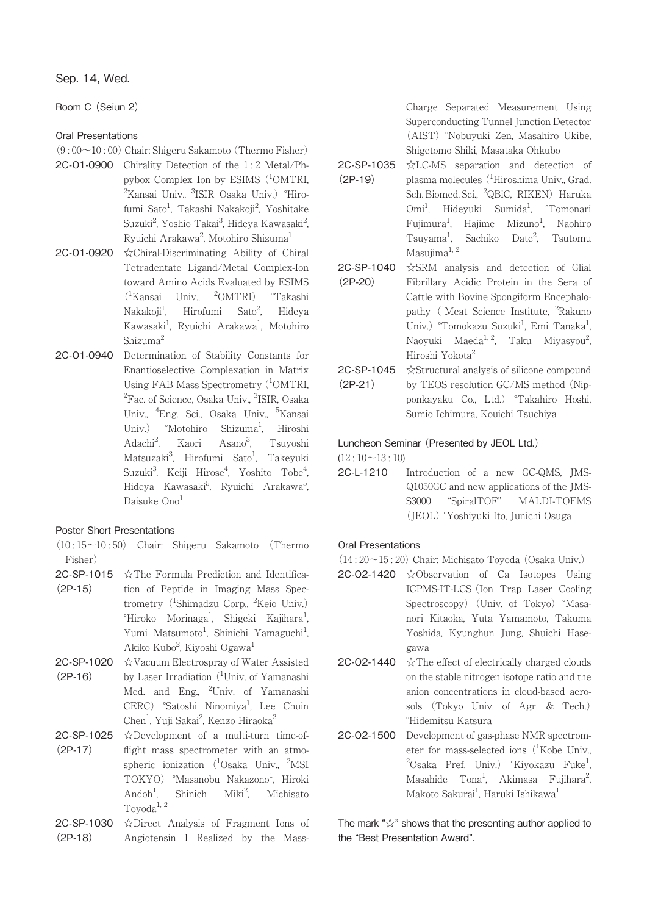## Sep. 14, Wed.

### Room C (Seiun 2)

#### Oral Presentations

(9:00～10:00) Chair: Shigeru Sakamoto (Thermo Fisher)

**2C-O1-0900** Chirality Detection of the 1:2 Metal/Ph-pybox Complex Ion by ESIMS ([1]OMTRI, [2]Kansai Univ., [3]ISIR Osaka Univ.) °Hirofumi Sato[1], Takashi Nakakoji[2], Yoshitake Suzuki[2], Yoshio Takai[3], Hideya Kawasaki[2], Ryuichi Arakawa[2], Motohiro Shizuma[1]

**2C-O1-0920** ☆Chiral-Discriminating Ability of Chiral Tetradentate Ligand/Metal Complex-Ion toward Amino Acids Evaluated by ESIMS ([1]Kansai Univ., [2]OMTRI) °Takashi Nakakoji[1], Hirofumi Sato[2], Hideya Kawasaki[1], Ryuichi Arakawa[1], Motohiro Shizuma[2]

**2C-O1-0940** Determination of Stability Constants for Enantioselective Complexation in Matrix Using FAB Mass Spectrometry ([1]OMTRI, [2]Fac. of Science, Osaka Univ., [3]ISIR, Osaka Univ., [4]Eng. Sci., Osaka Univ., [5]Kansai Univ.) °Motohiro Shizuma[1], Hiroshi Adachi[2], Kaori Asano[3], Tsuyoshi Matsuzaki[3], Hirofumi Sato[1], Takeyuki Suzuki[3], Keiji Hirose[4], Yoshito Tobe[4], Hideya Kawasaki[5], Ryuichi Arakawa[5], Daisuke Ono[1]

#### Poster Short Presentations

(10:15～10:50) Chair: Shigeru Sakamoto (Thermo Fisher)

**2C-SP-1015 (2P-15)** ☆The Formula Prediction and Identification of Peptide in Imaging Mass Spectrometry ([1]Shimadzu Corp., [2]Keio Univ.) °Hiroko Morinaga[1], Shigeki Kajihara[1], Yumi Matsumoto[1], Shinichi Yamaguchi[1], Akiko Kubo[2], Kiyoshi Ogawa[1]

**2C-SP-1020 (2P-16)** ☆Vacuum Electrospray of Water Assisted by Laser Irradiation ([1]Univ. of Yamanashi Med. and Eng., [2]Univ. of Yamanashi CERC) °Satoshi Ninomiya[1], Lee Chuin Chen[1], Yuji Sakai[2], Kenzo Hiraoka[2]

**2C-SP-1025 (2P-17)** ☆Development of a multi-turn time-of-flight mass spectrometer with an atmospheric ionization ([1]Osaka Univ., [2]MSI TOKYO) °Masanobu Nakazono[1], Hiroki Andoh[1], Shinich Miki[2], Michisato Toyoda[1, 2]

**2C-SP-1030 (2P-18)** ☆Direct Analysis of Fragment Ions of Angiotensin I Realized by the Mass-Charge Separated Measurement Using Superconducting Tunnel Junction Detector (AIST) °Nobuyuki Zen, Masahiro Ukibe, Shigetomo Shiki, Masataka Ohkubo

**2C-SP-1035 (2P-19)** ☆LC-MS separation and detection of plasma molecules ([1]Hiroshima Univ., Grad. Sch. Biomed. Sci., [2]QBiC, RIKEN) Haruka Omi[1], Hideyuki Sumida[1], °Tomonari Fujimura[1], Hajime Mizuno[1], Naohiro Tsuyama[1], Sachiko Date[2], Tsutomu Masujima[1, 2]

**2C-SP-1040 (2P-20)** ☆SRM analysis and detection of Glial Fibrillary Acidic Protein in the Sera of Cattle with Bovine Spongiform Encephalopathy ([1]Meat Science Institute, [2]Rakuno Univ.) °Tomokazu Suzuki[1], Emi Tanaka[1], Naoyuki Maeda[1, 2], Taku Miyasyou[2], Hiroshi Yokota[2]

**2C-SP-1045 (2P-21)** ☆Structural analysis of silicone compound by TEOS resolution GC/MS method (Nipponkayaku Co., Ltd.) °Takahiro Hoshi, Sumio Ichimura, Kouichi Tsuchiya

#### Luncheon Seminar (Presented by JEOL Ltd.)

(12:10～13:10)

**2C-L-1210** Introduction of a new GC-QMS, JMS-Q1050GC and new applications of the JMS-S3000 "SpiralTOF" MALDI-TOFMS (JEOL) °Yoshiyuki Ito, Junichi Osuga

#### Oral Presentations

(14:20～15:20) Chair: Michisato Toyoda (Osaka Univ.)

**2C-O2-1420** ☆Observation of Ca Isotopes Using ICPMS-IT-LCS (Ion Trap Laser Cooling Spectroscopy) (Univ. of Tokyo) °Masanori Kitaoka, Yuta Yamamoto, Takuma Yoshida, Kyunghun Jung, Shuichi Hasegawa

**2C-O2-1440** ☆The effect of electrically charged clouds on the stable nitrogen isotope ratio and the anion concentrations in cloud-based aerosols (Tokyo Univ. of Agr. & Tech.) °Hidemitsu Katsura

**2C-O2-1500** Development of gas-phase NMR spectrometer for mass-selected ions ([1]Kobe Univ., [2]Osaka Pref. Univ.) °Kiyokazu Fuke[1], Masahide Tona[1], Akimasa Fujihara[2], Makoto Sakurai[1], Haruki Ishikawa[1]

The mark "☆" shows that the presenting author applied to the "Best Presentation Award".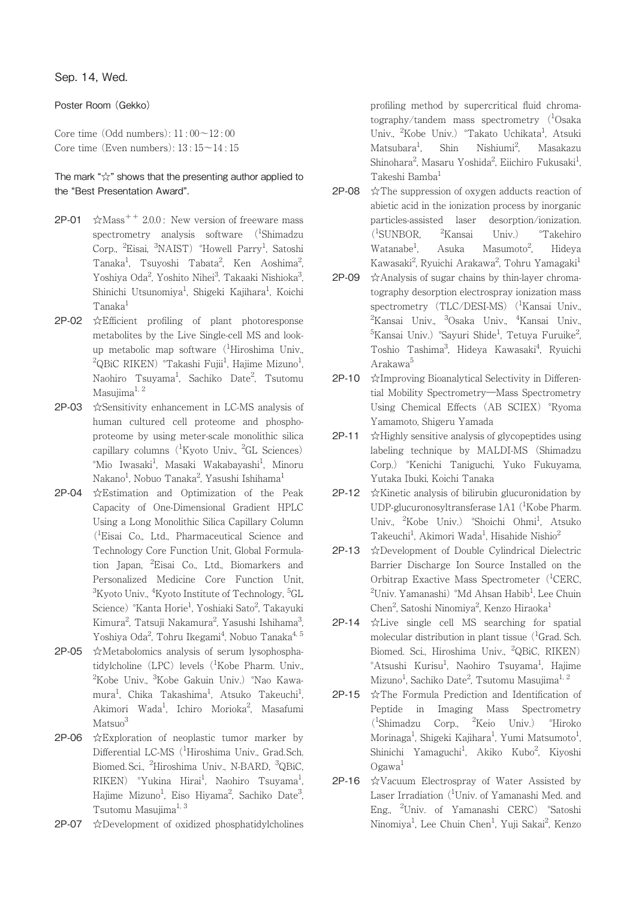Sep. 14, Wed.

Poster Room (Gekko)

Core time (Odd numbers): 11:00～12:00
Core time (Even numbers): 13:15～14:15

The mark "☆" shows that the presenting author applied to the "Best Presentation Award".

**2P-01** ☆Mass$^{++}$ 2.0.0: New version of freeware mass spectrometry analysis software ([1]Shimadzu Corp., [2]Eisai, [3]NAIST) °Howell Parry[1], Satoshi Tanaka[1], Tsuyoshi Tabata[2], Ken Aoshima[2], Yoshiya Oda[2], Yoshito Nihei[3], Takaaki Nishioka[3], Shinichi Utsunomiya[1], Shigeki Kajihara[1], Koichi Tanaka[1]

**2P-02** ☆Efficient profiling of plant photoresponse metabolites by the Live Single-cell MS and look-up metabolic map software ([1]Hiroshima Univ., [2]QBiC RIKEN) °Takashi Fujii[1], Hajime Mizuno[1], Naohiro Tsuyama[1], Sachiko Date[2], Tsutomu Masujima[1, 2]

**2P-03** ☆Sensitivity enhancement in LC-MS analysis of human cultured cell proteome and phosphoproteome by using meter-scale monolithic silica capillary columns ([1]Kyoto Univ., [2]GL Sciences) °Mio Iwasaki[1], Masaki Wakabayashi[1], Minoru Nakano[1], Nobuo Tanaka[2], Yasushi Ishihama[1]

**2P-04** ☆Estimation and Optimization of the Peak Capacity of One-Dimensional Gradient HPLC Using a Long Monolithic Silica Capillary Column ([1]Eisai Co., Ltd., Pharmaceutical Science and Technology Core Function Unit, Global Formulation Japan, [2]Eisai Co., Ltd., Biomarkers and Personalized Medicine Core Function Unit, [3]Kyoto Univ., [4]Kyoto Institute of Technology, [5]GL Science) °Kanta Horie[1], Yoshiaki Sato[2], Takayuki Kimura[2], Tatsuji Nakamura[2], Yasushi Ishihama[3], Yoshiya Oda[2], Tohru Ikegami[4], Nobuo Tanaka[4, 5]

**2P-05** ☆Metabolomics analysis of serum lysophosphatidylcholine (LPC) levels ([1]Kobe Pharm. Univ., [2]Kobe Univ., [3]Kobe Gakuin Univ.) °Nao Kawamura[1], Chika Takashima[1], Atsuko Takeuchi[1], Akimori Wada[1], Ichiro Morioka[2], Masafumi Matsuo[3]

**2P-06** ☆Exploration of neoplastic tumor marker by Differential LC-MS ([1]Hiroshima Univ., Grad.Sch. Biomed. Sci., [2]Hiroshima Univ., N-BARD, [3]QBiC, RIKEN) °Yukina Hirai[1], Naohiro Tsuyama[1], Hajime Mizuno[1], Eiso Hiyama[2], Sachiko Date[3], Tsutomu Masujima[1, 3]

**2P-07** ☆Development of oxidized phosphatidylcholines profiling method by supercritical fluid chromatography/tandem mass spectrometry ([1]Osaka Univ., [2]Kobe Univ.) °Takato Uchikata[1], Atsuki Matsubara[1], Shin Nishiumi[2], Masakazu Shinohara[2], Masaru Yoshida[2], Eiichiro Fukusaki[1], Takeshi Bamba[1]

**2P-08** ☆The suppression of oxygen adducts reaction of abietic acid in the ionization process by inorganic particles-assisted laser desorption/ionization. ([1]SUNBOR, [2]Kansai Univ.) °Takehiro Watanabe[1], Asuka Masumoto[2], Hideya Kawasaki[2], Ryuichi Arakawa[2], Tohru Yamagaki[1]

**2P-09** ☆Analysis of sugar chains by thin-layer chromatography desorption electrospray ionization mass spectrometry (TLC/DESI-MS) ([1]Kansai Univ., [2]Kansai Univ., [3]Osaka Univ., [4]Kansai Univ., [5]Kansai Univ.) °Sayuri Shide[1], Tetuya Furuike[2], Toshio Tashima[3], Hideya Kawasaki[4], Ryuichi Arakawa[5]

**2P-10** ☆Improving Bioanalytical Selectivity in Differential Mobility Spectrometry—Mass Spectrometry Using Chemical Effects (AB SCIEX) °Ryoma Yamamoto, Shigeru Yamada

**2P-11** ☆Highly sensitive analysis of glycopeptides using labeling technique by MALDI-MS (Shimadzu Corp.) °Kenichi Taniguchi, Yuko Fukuyama, Yutaka Ibuki, Koichi Tanaka

**2P-12** ☆Kinetic analysis of bilirubin glucuronidation by UDP-glucuronosyltransferase 1A1 ([1]Kobe Pharm. Univ., [2]Kobe Univ.) °Shoichi Ohmi[1], Atsuko Takeuchi[1], Akimori Wada[1], Hisahide Nishio[2]

**2P-13** ☆Development of Double Cylindrical Dielectric Barrier Discharge Ion Source Installed on the Orbitrap Exactive Mass Spectrometer ([1]CERC, [2]Univ. Yamanashi) °Md Ahsan Habib[1], Lee Chuin Chen[2], Satoshi Ninomiya[2], Kenzo Hiraoka[1]

**2P-14** ☆Live single cell MS searching for spatial molecular distribution in plant tissue ([1]Grad. Sch. Biomed. Sci., Hiroshima Univ., [2]QBiC, RIKEN) °Atsushi Kurisu[1], Naohiro Tsuyama[1], Hajime Mizuno[1], Sachiko Date[2], Tsutomu Masujima[1, 2]

**2P-15** ☆The Formula Prediction and Identification of Peptide in Imaging Mass Spectrometry ([1]Shimadzu Corp., [2]Keio Univ.) °Hiroko Morinaga[1], Shigeki Kajihara[1], Yumi Matsumoto[1], Shinichi Yamaguchi[1], Akiko Kubo[2], Kiyoshi Ogawa[1]

**2P-16** ☆Vacuum Electrospray of Water Assisted by Laser Irradiation ([1]Univ. of Yamanashi Med. and Eng., [2]Univ. of Yamanashi CERC) °Satoshi Ninomiya[1], Lee Chuin Chen[1], Yuji Sakai[2], Kenzo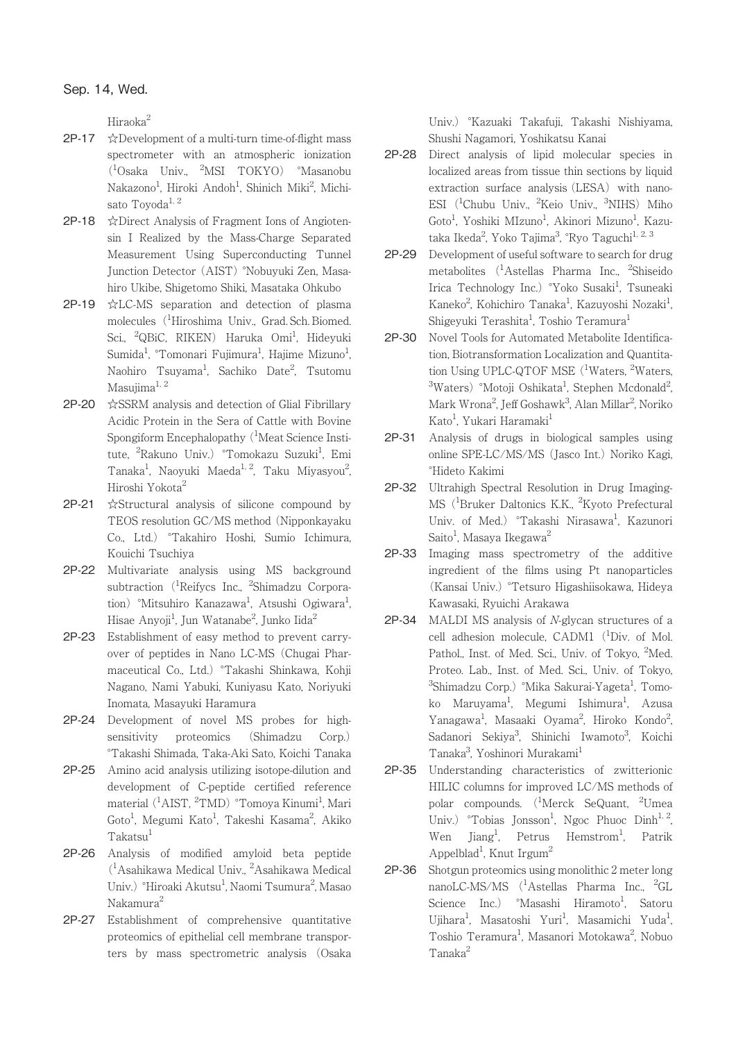Hiraoka[2]

**2P-17** ☆Development of a multi-turn time-of-flight mass spectrometer with an atmospheric ionization ([1]Osaka Univ., [2]MSI TOKYO) °Masanobu Nakazono[1], Hiroki Andoh[1], Shinich Miki[2], Michisato Toyoda[1, 2]

**2P-18** ☆Direct Analysis of Fragment Ions of Angiotensin I Realized by the Mass-Charge Separated Measurement Using Superconducting Tunnel Junction Detector (AIST) °Nobuyuki Zen, Masahiro Ukibe, Shigetomo Shiki, Masataka Ohkubo

**2P-19** ☆LC-MS separation and detection of plasma molecules ([1]Hiroshima Univ., Grad. Sch. Biomed. Sci., [2]QBiC, RIKEN) Haruka Omi[1], Hideyuki Sumida[1], °Tomonari Fujimura[1], Hajime Mizuno[1], Naohiro Tsuyama[1], Sachiko Date[2], Tsutomu Masujima[1, 2]

**2P-20** ☆SSRM analysis and detection of Glial Fibrillary Acidic Protein in the Sera of Cattle with Bovine Spongiform Encephalopathy ([1]Meat Science Institute, [2]Rakuno Univ.) °Tomokazu Suzuki[1], Emi Tanaka[1], Naoyuki Maeda[1, 2], Taku Miyasyou[2], Hiroshi Yokota[2]

**2P-21** ☆Structural analysis of silicone compound by TEOS resolution GC/MS method (Nipponkayaku Co., Ltd.) °Takahiro Hoshi, Sumio Ichimura, Kouichi Tsuchiya

**2P-22** Multivariate analysis using MS background subtraction ([1]Reifycs Inc., [2]Shimadzu Corporation) °Mitsuhiro Kanazawa[1], Atsushi Ogiwara[1], Hisae Anyoji[1], Jun Watanabe[2], Junko Iida[2]

**2P-23** Establishment of easy method to prevent carry-over of peptides in Nano LC-MS (Chugai Pharmaceutical Co., Ltd.) °Takashi Shinkawa, Kohji Nagano, Nami Yabuki, Kuniyasu Kato, Noriyuki Inomata, Masayuki Haramura

**2P-24** Development of novel MS probes for high-sensitivity proteomics (Shimadzu Corp.) °Takashi Shimada, Taka-Aki Sato, Koichi Tanaka

**2P-25** Amino acid analysis utilizing isotope-dilution and development of C-peptide certified reference material ([1]AIST, [2]TMD) °Tomoya Kinumi[1], Mari Goto[1], Megumi Kato[1], Takeshi Kasama[2], Akiko Takatsu[1]

**2P-26** Analysis of modified amyloid beta peptide ([1]Asahikawa Medical Univ., [2]Asahikawa Medical Univ.) °Hiroaki Akutsu[1], Naomi Tsumura[2], Masao Nakamura[2]

**2P-27** Establishment of comprehensive quantitative proteomics of epithelial cell membrane transporters by mass spectrometric analysis (Osaka Univ.) °Kazuaki Takafuji, Takashi Nishiyama, Shushi Nagamori, Yoshikatsu Kanai

**2P-28** Direct analysis of lipid molecular species in localized areas from tissue thin sections by liquid extraction surface analysis (LESA) with nano-ESI ([1]Chubu Univ., [2]Keio Univ., [3]NIHS) Miho Goto[1], Yoshiki MIzuno[1], Akinori Mizuno[1], Kazutaka Ikeda[2], Yoko Tajima[3], °Ryo Taguchi[1, 2, 3]

**2P-29** Development of useful software to search for drug metabolites ([1]Astellas Pharma Inc., [2]Shiseido Irica Technology Inc.) °Yoko Susaki[1], Tsuneaki Kaneko[2], Kohichiro Tanaka[1], Kazuyoshi Nozaki[1], Shigeyuki Terashita[1], Toshio Teramura[1]

**2P-30** Novel Tools for Automated Metabolite Identification, Biotransformation Localization and Quantitation Using UPLC-QTOF MSE ([1]Waters, [2]Waters, [3]Waters) °Motoji Oshikata[1], Stephen Mcdonald[2], Mark Wrona[2], Jeff Goshawk[3], Alan Millar[2], Noriko Kato[1], Yukari Haramaki[1]

**2P-31** Analysis of drugs in biological samples using online SPE-LC/MS/MS (Jasco Int.) Noriko Kagi, °Hideto Kakimi

**2P-32** Ultrahigh Spectral Resolution in Drug Imaging-MS ([1]Bruker Daltonics K.K., [2]Kyoto Prefectural Univ. of Med.) °Takashi Nirasawa[1], Kazunori Saito[1], Masaya Ikegawa[2]

**2P-33** Imaging mass spectrometry of the additive ingredient of the films using Pt nanoparticles (Kansai Univ.) °Tetsuro Higashiisokawa, Hideya Kawasaki, Ryuichi Arakawa

**2P-34** MALDI MS analysis of *N*-glycan structures of a cell adhesion molecule, CADM1 ([1]Div. of Mol. Pathol., Inst. of Med. Sci., Univ. of Tokyo, [2]Med. Proteo. Lab., Inst. of Med. Sci., Univ. of Tokyo, [3]Shimadzu Corp.) °Mika Sakurai-Yageta[1], Tomoko Maruyama[1], Megumi Ishimura[1], Azusa Yanagawa[1], Masaaki Oyama[2], Hiroko Kondo[2], Sadanori Sekiya[3], Shinichi Iwamoto[3], Koichi Tanaka[3], Yoshinori Murakami[1]

**2P-35** Understanding characteristics of zwitterionic HILIC columns for improved LC/MS methods of polar compounds. ([1]Merck SeQuant, [2]Umea Univ.) °Tobias Jonsson[1], Ngoc Phuoc Dinh[1, 2], Wen Jiang[1], Petrus Hemstrom[1], Patrik Appelblad[1], Knut Irgum[2]

**2P-36** Shotgun proteomics using monolithic 2 meter long nanoLC-MS/MS ([1]Astellas Pharma Inc., [2]GL Science Inc.) °Masashi Hiramoto[1], Satoru Ujihara[1], Masatoshi Yuri[1], Masamichi Yuda[1], Toshio Teramura[1], Masanori Motokawa[2], Nobuo Tanaka[2]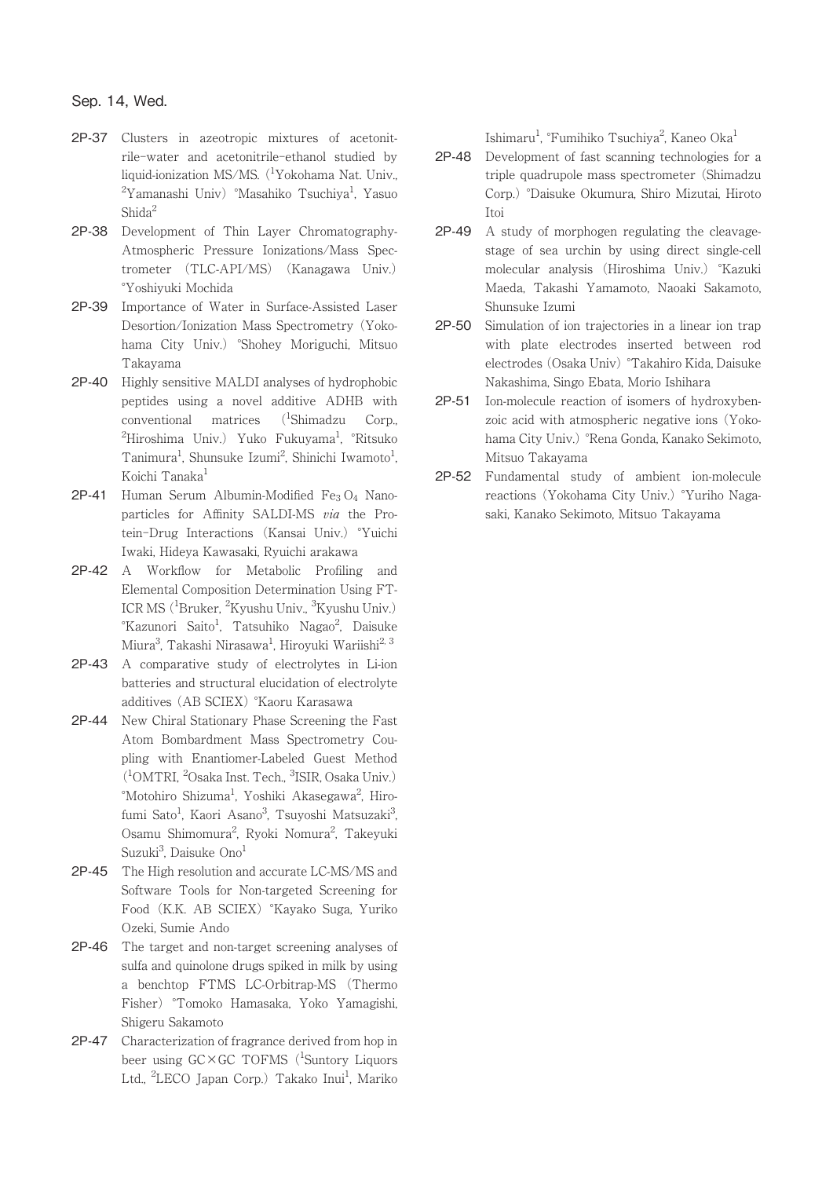Sep. 14, Wed.

**2P-37** Clusters in azeotropic mixtures of acetonitrile–water and acetonitrile–ethanol studied by liquid-ionization MS/MS. ([1]Yokohama Nat. Univ., [2]Yamanashi Univ) °Masahiko Tsuchiya[1], Yasuo Shida[2]

**2P-38** Development of Thin Layer Chromatography-Atmospheric Pressure Ionizations/Mass Spectrometer (TLC-API/MS) (Kanagawa Univ.) °Yoshiyuki Mochida

**2P-39** Importance of Water in Surface-Assisted Laser Desortion/Ionization Mass Spectrometry (Yokohama City Univ.) °Shohey Moriguchi, Mitsuo Takayama

**2P-40** Highly sensitive MALDI analyses of hydrophobic peptides using a novel additive ADHB with conventional matrices ([1]Shimadzu Corp., [2]Hiroshima Univ.) Yuko Fukuyama[1], °Ritsuko Tanimura[1], Shunsuke Izumi[2], Shinichi Iwamoto[1], Koichi Tanaka[1]

**2P-41** Human Serum Albumin-Modified $Fe_3O_4$ Nanoparticles for Affinity SALDI-MS *via* the Protein–Drug Interactions (Kansai Univ.) °Yuichi Iwaki, Hideya Kawasaki, Ryuichi arakawa

**2P-42** A Workflow for Metabolic Profiling and Elemental Composition Determination Using FT-ICR MS ([1]Bruker, [2]Kyushu Univ., [3]Kyushu Univ.) °Kazunori Saito[1], Tatsuhiko Nagao[2], Daisuke Miura[3], Takashi Nirasawa[1], Hiroyuki Wariishi[2,3]

**2P-43** A comparative study of electrolytes in Li-ion batteries and structural elucidation of electrolyte additives (AB SCIEX) °Kaoru Karasawa

**2P-44** New Chiral Stationary Phase Screening the Fast Atom Bombardment Mass Spectrometry Coupling with Enantiomer-Labeled Guest Method ([1]OMTRI, [2]Osaka Inst. Tech., [3]ISIR, Osaka Univ.) °Motohiro Shizuma[1], Yoshiki Akasegawa[2], Hirofumi Sato[1], Kaori Asano[3], Tsuyoshi Matsuzaki[3], Osamu Shimomura[2], Ryoki Nomura[2], Takeyuki Suzuki[3], Daisuke Ono[1]

**2P-45** The High resolution and accurate LC-MS/MS and Software Tools for Non-targeted Screening for Food (K.K. AB SCIEX) °Kayako Suga, Yuriko Ozeki, Sumie Ando

**2P-46** The target and non-target screening analyses of sulfa and quinolone drugs spiked in milk by using a benchtop FTMS LC-Orbitrap-MS (Thermo Fisher) °Tomoko Hamasaka, Yoko Yamagishi, Shigeru Sakamoto

**2P-47** Characterization of fragrance derived from hop in beer using GC×GC TOFMS ([1]Suntory Liquors Ltd., [2]LECO Japan Corp.) Takako Inui[1], Mariko Ishimaru[1], °Fumihiko Tsuchiya[2], Kaneo Oka[1]

**2P-48** Development of fast scanning technologies for a triple quadrupole mass spectrometer (Shimadzu Corp.) °Daisuke Okumura, Shiro Mizutai, Hiroto Itoi

**2P-49** A study of morphogen regulating the cleavage-stage of sea urchin by using direct single-cell molecular analysis (Hiroshima Univ.) °Kazuki Maeda, Takashi Yamamoto, Naoaki Sakamoto, Shunsuke Izumi

**2P-50** Simulation of ion trajectories in a linear ion trap with plate electrodes inserted between rod electrodes (Osaka Univ) °Takahiro Kida, Daisuke Nakashima, Singo Ebata, Morio Ishihara

**2P-51** Ion-molecule reaction of isomers of hydroxybenzoic acid with atmospheric negative ions (Yokohama City Univ.) °Rena Gonda, Kanako Sekimoto, Mitsuo Takayama

**2P-52** Fundamental study of ambient ion-molecule reactions (Yokohama City Univ.) °Yuriho Nagasaki, Kanako Sekimoto, Mitsuo Takayama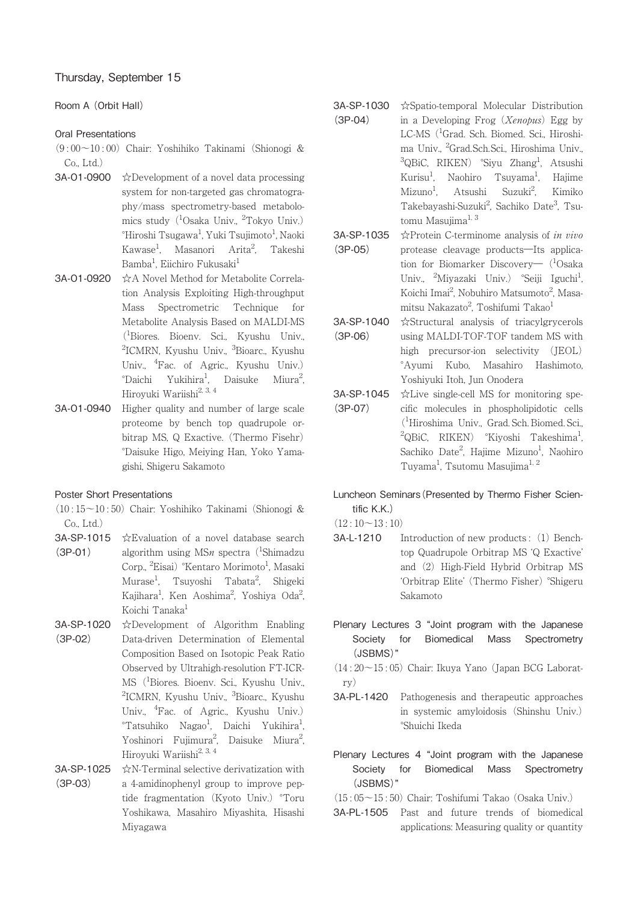## Thursday, September 15

### Room A (Orbit Hall)

#### Oral Presentations

(9:00～10:00) Chair: Yoshihiko Takinami (Shionogi & Co., Ltd.)

**3A-O1-0900** ☆Development of a novel data processing system for non-targeted gas chromatography/mass spectrometry-based metabolomics study ([1]Osaka Univ., [2]Tokyo Univ.) °Hiroshi Tsugawa[1], Yuki Tsujimoto[1], Naoki Kawase[1], Masanori Arita[2], Takeshi Bamba[1], Eiichiro Fukusaki[1]

**3A-O1-0920** ☆A Novel Method for Metabolite Correlation Analysis Exploiting High-throughput Mass Spectrometric Technique for Metabolite Analysis Based on MALDI-MS ([1]Biores. Bioenv. Sci., Kyushu Univ., [2]ICMRN, Kyushu Univ., [3]Bioarc., Kyushu Univ., [4]Fac. of Agric., Kyushu Univ.) °Daichi Yukihira[1], Daisuke Miura[2], Hiroyuki Wariishi[2, 3, 4]

**3A-O1-0940** Higher quality and number of large scale proteome by bench top quadrupole orbitrap MS, Q Exactive. (Thermo Fisehr) °Daisuke Higo, Meiying Han, Yoko Yamagishi, Shigeru Sakamoto

#### Poster Short Presentations

(10:15～10:50) Chair: Yoshihiko Takinami (Shionogi & Co., Ltd.)

**3A-SP-1015 (3P-01)** ☆Evaluation of a novel database search algorithm using MS*n* spectra ([1]Shimadzu Corp., [2]Eisai) °Kentaro Morimoto[1], Masaki Murase[1], Tsuyoshi Tabata[2], Shigeki Kajihara[1], Ken Aoshima[2], Yoshiya Oda[2], Koichi Tanaka[1]

**3A-SP-1020 (3P-02)** ☆Development of Algorithm Enabling Data-driven Determination of Elemental Composition Based on Isotopic Peak Ratio Observed by Ultrahigh-resolution FT-ICR-MS ([1]Biores. Bioenv. Sci., Kyushu Univ., [2]ICMRN, Kyushu Univ., [3]Bioarc., Kyushu Univ., [4]Fac. of Agric., Kyushu Univ.) °Tatsuhiko Nagao[1], Daichi Yukihira[1], Yoshinori Fujimura[2], Daisuke Miura[2], Hiroyuki Wariishi[2, 3, 4]

**3A-SP-1025 (3P-03)** ☆N-Terminal selective derivatization with a 4-amidinophenyl group to improve peptide fragmentation (Kyoto Univ.) °Toru Yoshikawa, Masahiro Miyashita, Hisashi Miyagawa

**3A-SP-1030 (3P-04)** ☆Spatio-temporal Molecular Distribution in a Developing Frog (*Xenopus*) Egg by LC-MS ([1]Grad. Sch. Biomed. Sci., Hiroshima Univ., [2]Grad.Sch.Sci., Hiroshima Univ., [3]QBiC, RIKEN) °Siyu Zhang[1], Atsushi Kurisu[1], Naohiro Tsuyama[1], Hajime Mizuno[1], Atsushi Suzuki[2], Kimiko Takebayashi-Suzuki[2], Sachiko Date[3], Tsutomu Masujima[1, 3]

**3A-SP-1035 (3P-05)** ☆Protein C-terminome analysis of *in vivo* protease cleavage products—Its application for Biomarker Discovery— ([1]Osaka Univ., [2]Miyazaki Univ.) °Seiji Iguchi[1], Koichi Imai[2], Nobuhiro Matsumoto[2], Masamitsu Nakazato[2], Toshifumi Takao[1]

**3A-SP-1040 (3P-06)** ☆Structural analysis of triacylgrycerols using MALDI-TOF-TOF tandem MS with high precursor-ion selectivity (JEOL) °Ayumi Kubo, Masahiro Hashimoto, Yoshiyuki Itoh, Jun Onodera

**3A-SP-1045 (3P-07)** ☆Live single-cell MS for monitoring specific molecules in phospholipidotic cells ([1]Hiroshima Univ., Grad. Sch. Biomed. Sci., [2]QBiC, RIKEN) °Kiyoshi Takeshima[1], Sachiko Date[2], Hajime Mizuno[1], Naohiro Tuyama[1], Tsutomu Masujima[1, 2]

#### Luncheon Seminars (Presented by Thermo Fisher Scientific K.K.)

(12:10～13:10)

**3A-L-1210** Introduction of new products: (1) Benchtop Quadrupole Orbitrap MS 'Q Exactive' and (2) High-Field Hybrid Orbitrap MS 'Orbitrap Elite' (Thermo Fisher) °Shigeru Sakamoto

#### Plenary Lectures 3 "Joint program with the Japanese Society for Biomedical Mass Spectrometry (JSBMS)"

(14:20～15:05) Chair: Ikuya Yano (Japan BCG Laboratry)

**3A-PL-1420** Pathogenesis and therapeutic approaches in systemic amyloidosis (Shinshu Univ.) °Shuichi Ikeda

#### Plenary Lectures 4 "Joint program with the Japanese Society for Biomedical Mass Spectrometry (JSBMS)"

(15:05～15:50) Chair: Toshifumi Takao (Osaka Univ.)

**3A-PL-1505** Past and future trends of biomedical applications: Measuring quality or quantity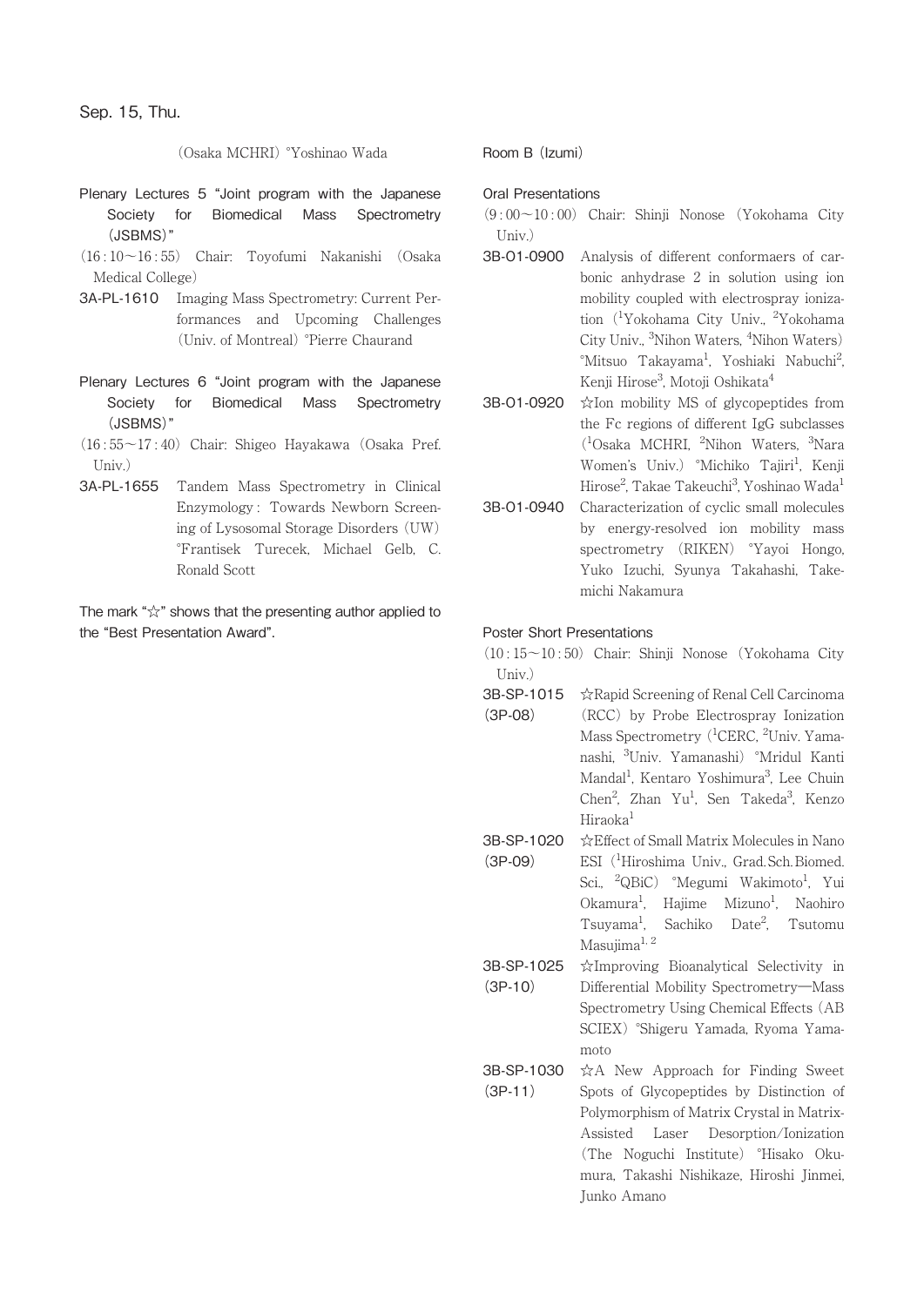Sep. 15, Thu.

(Osaka MCHRI) °Yoshinao Wada

## Plenary Lectures 5 "Joint program with the Japanese Society for Biomedical Mass Spectrometry (JSBMS)"

(16 : 10～16 : 55) Chair: Toyofumi Nakanishi (Osaka Medical College)

**3A-PL-1610** Imaging Mass Spectrometry: Current Performances and Upcoming Challenges (Univ. of Montreal) °Pierre Chaurand

## Plenary Lectures 6 "Joint program with the Japanese Society for Biomedical Mass Spectrometry (JSBMS)"

(16 : 55～17 : 40) Chair: Shigeo Hayakawa (Osaka Pref. Univ.)

**3A-PL-1655** Tandem Mass Spectrometry in Clinical Enzymology : Towards Newborn Screening of Lysosomal Storage Disorders (UW) °Frantisek Turecek, Michael Gelb, C. Ronald Scott

The mark "☆" shows that the presenting author applied to the "Best Presentation Award".

## Room B (Izumi)

### Oral Presentations

(9 : 00～10 : 00) Chair: Shinji Nonose (Yokohama City Univ.)

**3B-O1-0900** Analysis of different conformaers of carbonic anhydrase 2 in solution using ion mobility coupled with electrospray ionization ([1]Yokohama City Univ., [2]Yokohama City Univ., [3]Nihon Waters, [4]Nihon Waters) °Mitsuo Takayama[1], Yoshiaki Nabuchi[2], Kenji Hirose[3], Motoji Oshikata[4]

**3B-O1-0920** ☆Ion mobility MS of glycopeptides from the Fc regions of different IgG subclasses ([1]Osaka MCHRI, [2]Nihon Waters, [3]Nara Women's Univ.) °Michiko Tajiri[1], Kenji Hirose[2], Takae Takeuchi[3], Yoshinao Wada[1]

**3B-O1-0940** Characterization of cyclic small molecules by energy-resolved ion mobility mass spectrometry (RIKEN) °Yayoi Hongo, Yuko Izuchi, Syunya Takahashi, Takemichi Nakamura

### Poster Short Presentations

(10 : 15～10 : 50) Chair: Shinji Nonose (Yokohama City Univ.)

**3B-SP-1015 (3P-08)** ☆Rapid Screening of Renal Cell Carcinoma (RCC) by Probe Electrospray Ionization Mass Spectrometry ([1]CERC, [2]Univ. Yamanashi, [3]Univ. Yamanashi) °Mridul Kanti Mandal[1], Kentaro Yoshimura[3], Lee Chuin Chen[2], Zhan Yu[1], Sen Takeda[3], Kenzo Hiraoka[1]

**3B-SP-1020 (3P-09)** ☆Effect of Small Matrix Molecules in Nano ESI ([1]Hiroshima Univ., Grad. Sch. Biomed. Sci., [2]QBiC) °Megumi Wakimoto[1], Yui Okamura[1], Hajime Mizuno[1], Naohiro Tsuyama[1], Sachiko Date[2], Tsutomu Masujima[1,2]

**3B-SP-1025 (3P-10)** ☆Improving Bioanalytical Selectivity in Differential Mobility Spectrometry—Mass Spectrometry Using Chemical Effects (AB SCIEX) °Shigeru Yamada, Ryoma Yamamoto

**3B-SP-1030 (3P-11)** ☆A New Approach for Finding Sweet Spots of Glycopeptides by Distinction of Polymorphism of Matrix Crystal in Matrix-Assisted Laser Desorption/Ionization (The Noguchi Institute) °Hisako Okumura, Takashi Nishikaze, Hiroshi Jinmei, Junko Amano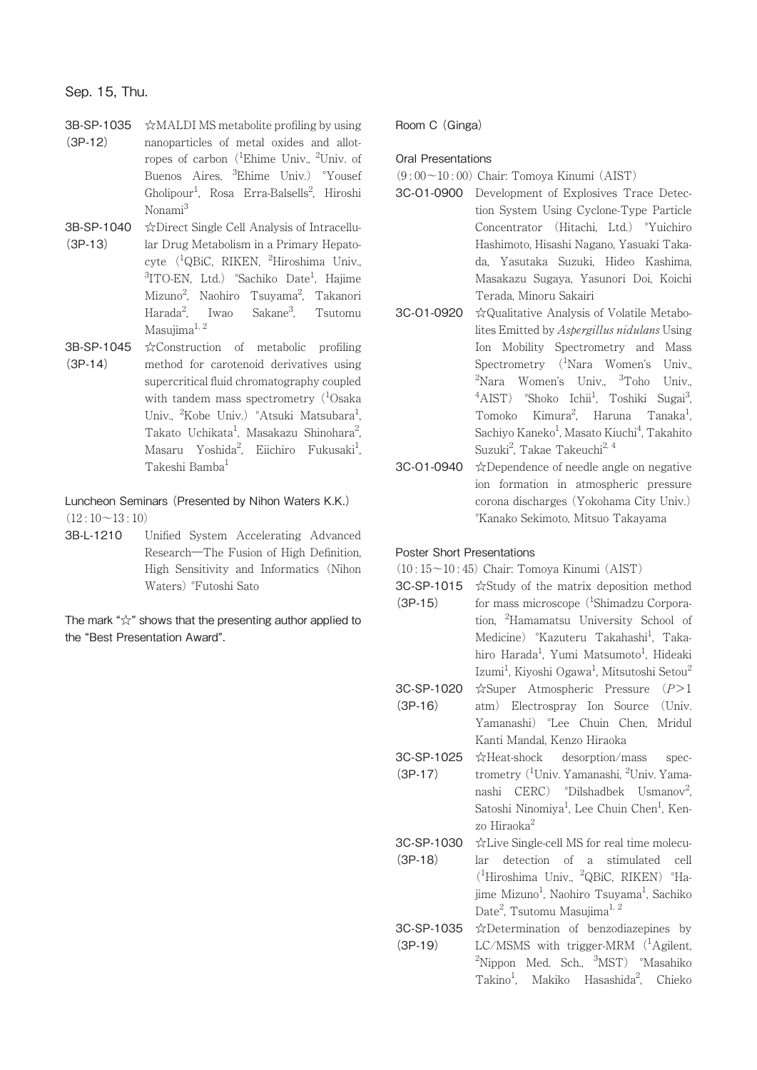Sep. 15, Thu.

3B-SP-1035 (3P-12) ☆MALDI MS metabolite profiling by using nanoparticles of metal oxides and allotropes of carbon ([1]Ehime Univ., [2]Univ. of Buenos Aires, [3]Ehime Univ.) °Yousef Gholipour[1], Rosa Erra-Balsells[2], Hiroshi Nonami[3]

3B-SP-1040 (3P-13) ☆Direct Single Cell Analysis of Intracellular Drug Metabolism in a Primary Hepatocyte ([1]QBiC, RIKEN, [2]Hiroshima Univ., [3]ITO-EN, Ltd.) °Sachiko Date[1], Hajime Mizuno[2], Naohiro Tsuyama[2], Takanori Harada[2], Iwao Sakane[3], Tsutomu Masujima[1, 2]

3B-SP-1045 (3P-14) ☆Construction of metabolic profiling method for carotenoid derivatives using supercritical fluid chromatography coupled with tandem mass spectrometry ([1]Osaka Univ., [2]Kobe Univ.) °Atsuki Matsubara[1], Takato Uchikata[1], Masakazu Shinohara[2], Masaru Yoshida[2], Eiichiro Fukusaki[1], Takeshi Bamba[1]

## Luncheon Seminars (Presented by Nihon Waters K.K.)

(12 : 10～13 : 10)

3B-L-1210 Unified System Accelerating Advanced Research—The Fusion of High Definition, High Sensitivity and Informatics (Nihon Waters) °Futoshi Sato

The mark "☆" shows that the presenting author applied to the "Best Presentation Award".

## Room C (Ginga)

### Oral Presentations

(9 : 00～10 : 00) Chair: Tomoya Kinumi (AIST)

3C-O1-0900 Development of Explosives Trace Detection System Using Cyclone-Type Particle Concentrator (Hitachi, Ltd.) °Yuichiro Hashimoto, Hisashi Nagano, Yasuaki Takada, Yasutaka Suzuki, Hideo Kashima, Masakazu Sugaya, Yasunori Doi, Koichi Terada, Minoru Sakairi

3C-O1-0920 ☆Qualitative Analysis of Volatile Metabolites Emitted by *Aspergillus nidulans* Using Ion Mobility Spectrometry and Mass Spectrometry ([1]Nara Women's Univ., [2]Nara Women's Univ., [3]Toho Univ., [4]AIST) °Shoko Ichii[1], Toshiki Sugai[3], Tomoko Kimura[2], Haruna Tanaka[1], Sachiyo Kaneko[1], Masato Kiuchi[4], Takahito Suzuki[2], Takae Takeuchi[2, 4]

3C-O1-0940 ☆Dependence of needle angle on negative ion formation in atmospheric pressure corona discharges (Yokohama City Univ.) °Kanako Sekimoto, Mitsuo Takayama

### Poster Short Presentations

(10 : 15～10 : 45) Chair: Tomoya Kinumi (AIST)

3C-SP-1015 (3P-15) ☆Study of the matrix deposition method for mass microscope ([1]Shimadzu Corporation, [2]Hamamatsu University School of Medicine) °Kazuteru Takahashi[1], Takahiro Harada[1], Yumi Matsumoto[1], Hideaki Izumi[1], Kiyoshi Ogawa[1], Mitsutoshi Setou[2]

3C-SP-1020 (3P-16) ☆Super Atmospheric Pressure ($P>1$ atm) Electrospray Ion Source (Univ. Yamanashi) °Lee Chuin Chen, Mridul Kanti Mandal, Kenzo Hiraoka

3C-SP-1025 (3P-17) ☆Heat-shock desorption/mass spectrometry ([1]Univ. Yamanashi, [2]Univ. Yamanashi CERC) °Dilshadbek Usmanov[2], Satoshi Ninomiya[1], Lee Chuin Chen[1], Kenzo Hiraoka[2]

3C-SP-1030 (3P-18) ☆Live Single-cell MS for real time molecular detection of a stimulated cell ([1]Hiroshima Univ., [2]QBiC, RIKEN) °Hajime Mizuno[1], Naohiro Tsuyama[1], Sachiko Date[2], Tsutomu Masujima[1, 2]

3C-SP-1035 (3P-19) ☆Determination of benzodiazepines by LC/MSMS with trigger-MRM ([1]Agilent, [2]Nippon Med. Sch., [3]MST) °Masahiko Takino[1], Makiko Hasashida[2], Chieko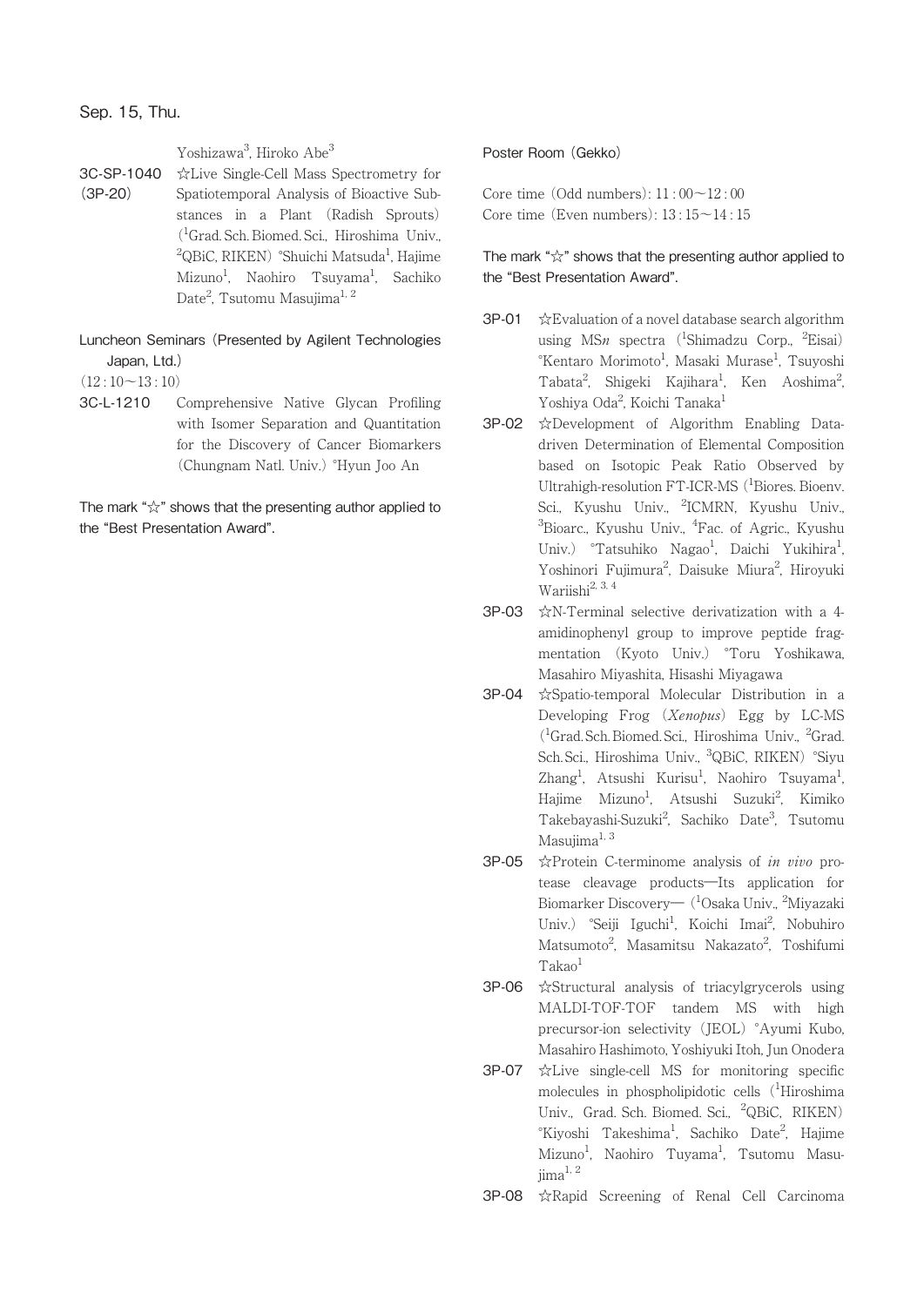Sep. 15, Thu.

Yoshizawa[3], Hiroko Abe[3]

**3C-SP-1040 (3P-20)** ☆Live Single-Cell Mass Spectrometry for Spatiotemporal Analysis of Bioactive Substances in a Plant (Radish Sprouts) ([1]Grad. Sch. Biomed. Sci., Hiroshima Univ., [2]QBiC, RIKEN) °Shuichi Matsuda[1], Hajime Mizuno[1], Naohiro Tsuyama[1], Sachiko Date[2], Tsutomu Masujima[1, 2]

## Luncheon Seminars (Presented by Agilent Technologies Japan, Ltd.)

(12 : 10～13 : 10)

**3C-L-1210** Comprehensive Native Glycan Profiling with Isomer Separation and Quantitation for the Discovery of Cancer Biomarkers (Chungnam Natl. Univ.) °Hyun Joo An

The mark "☆" shows that the presenting author applied to the "Best Presentation Award".

## Poster Room (Gekko)

Core time (Odd numbers): 11 : 00～12 : 00
Core time (Even numbers): 13 : 15～14 : 15

The mark "☆" shows that the presenting author applied to the "Best Presentation Award".

**3P-01** ☆Evaluation of a novel database search algorithm using MS*n* spectra ([1]Shimadzu Corp., [2]Eisai) °Kentaro Morimoto[1], Masaki Murase[1], Tsuyoshi Tabata[2], Shigeki Kajihara[1], Ken Aoshima[2], Yoshiya Oda[2], Koichi Tanaka[1]

**3P-02** ☆Development of Algorithm Enabling Data-driven Determination of Elemental Composition based on Isotopic Peak Ratio Observed by Ultrahigh-resolution FT-ICR-MS ([1]Biores. Bioenv. Sci., Kyushu Univ., [2]ICMRN, Kyushu Univ., [3]Bioarc., Kyushu Univ., [4]Fac. of Agric., Kyushu Univ.) °Tatsuhiko Nagao[1], Daichi Yukihira[1], Yoshinori Fujimura[2], Daisuke Miura[2], Hiroyuki Wariishi[2, 3, 4]

**3P-03** ☆N-Terminal selective derivatization with a 4-amidinophenyl group to improve peptide fragmentation (Kyoto Univ.) °Toru Yoshikawa, Masahiro Miyashita, Hisashi Miyagawa

**3P-04** ☆Spatio-temporal Molecular Distribution in a Developing Frog (*Xenopus*) Egg by LC-MS ([1]Grad. Sch. Biomed. Sci., Hiroshima Univ., [2]Grad. Sch. Sci., Hiroshima Univ., [3]QBiC, RIKEN) °Siyu Zhang[1], Atsushi Kurisu[1], Naohiro Tsuyama[1], Hajime Mizuno[1], Atsushi Suzuki[2], Kimiko Takebayashi-Suzuki[2], Sachiko Date[3], Tsutomu Masujima[1, 3]

**3P-05** ☆Protein C-terminome analysis of *in vivo* protease cleavage products—Its application for Biomarker Discovery— ([1]Osaka Univ., [2]Miyazaki Univ.) °Seiji Iguchi[1], Koichi Imai[2], Nobuhiro Matsumoto[2], Masamitsu Nakazato[2], Toshifumi Takao[1]

**3P-06** ☆Structural analysis of triacylgrycerols using MALDI-TOF-TOF tandem MS with high precursor-ion selectivity (JEOL) °Ayumi Kubo, Masahiro Hashimoto, Yoshiyuki Itoh, Jun Onodera

**3P-07** ☆Live single-cell MS for monitoring specific molecules in phospholipidotic cells ([1]Hiroshima Univ., Grad. Sch. Biomed. Sci., [2]QBiC, RIKEN) °Kiyoshi Takeshima[1], Sachiko Date[2], Hajime Mizuno[1], Naohiro Tuyama[1], Tsutomu Masujima[1, 2]

**3P-08** ☆Rapid Screening of Renal Cell Carcinoma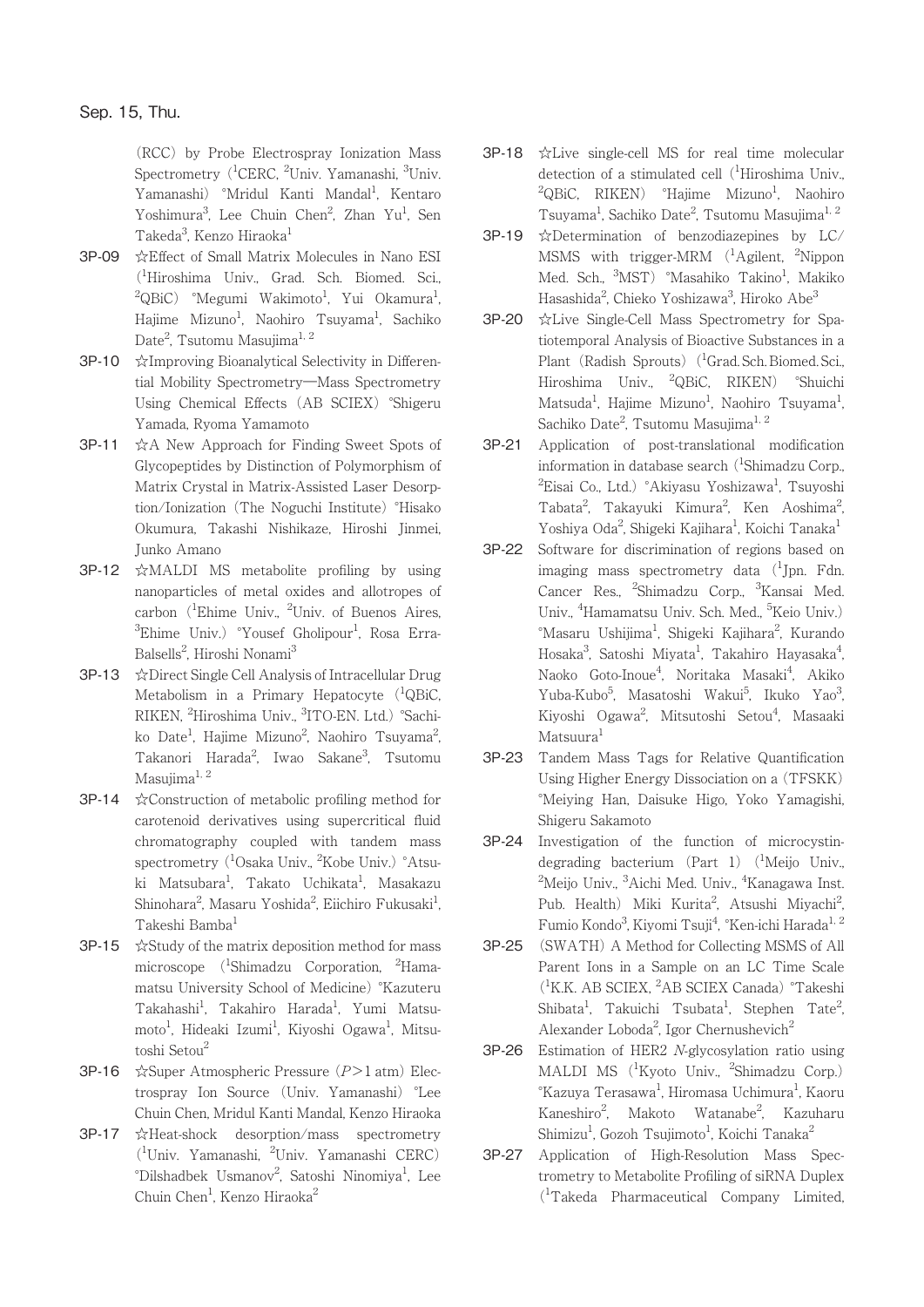Sep. 15, Thu.

(RCC) by Probe Electrospray Ionization Mass Spectrometry ([1]CERC, [2]Univ. Yamanashi, [3]Univ. Yamanashi) °Mridul Kanti Mandal[1], Kentaro Yoshimura[3], Lee Chuin Chen[2], Zhan Yu[1], Sen Takeda[3], Kenzo Hiraoka[1]

**3P-09** ☆Effect of Small Matrix Molecules in Nano ESI ([1]Hiroshima Univ., Grad. Sch. Biomed. Sci., [2]QBiC) °Megumi Wakimoto[1], Yui Okamura[1], Hajime Mizuno[1], Naohiro Tsuyama[1], Sachiko Date[2], Tsutomu Masujima[1, 2]

**3P-10** ☆Improving Bioanalytical Selectivity in Differential Mobility Spectrometry—Mass Spectrometry Using Chemical Effects (AB SCIEX) °Shigeru Yamada, Ryoma Yamamoto

**3P-11** ☆A New Approach for Finding Sweet Spots of Glycopeptides by Distinction of Polymorphism of Matrix Crystal in Matrix-Assisted Laser Desorption/Ionization (The Noguchi Institute) °Hisako Okumura, Takashi Nishikaze, Hiroshi Jinmei, Junko Amano

**3P-12** ☆MALDI MS metabolite profiling by using nanoparticles of metal oxides and allotropes of carbon ([1]Ehime Univ., [2]Univ. of Buenos Aires, [3]Ehime Univ.) °Yousef Gholipour[1], Rosa Erra-Balsells[2], Hiroshi Nonami[3]

**3P-13** ☆Direct Single Cell Analysis of Intracellular Drug Metabolism in a Primary Hepatocyte ([1]QBiC, RIKEN, [2]Hiroshima Univ., [3]ITO-EN. Ltd.) °Sachiko Date[1], Hajime Mizuno[2], Naohiro Tsuyama[2], Takanori Harada[2], Iwao Sakane[3], Tsutomu Masujima[1, 2]

**3P-14** ☆Construction of metabolic profiling method for carotenoid derivatives using supercritical fluid chromatography coupled with tandem mass spectrometry ([1]Osaka Univ., [2]Kobe Univ.) °Atsuki Matsubara[1], Takato Uchikata[1], Masakazu Shinohara[2], Masaru Yoshida[2], Eiichiro Fukusaki[1], Takeshi Bamba[1]

**3P-15** ☆Study of the matrix deposition method for mass microscope ([1]Shimadzu Corporation, [2]Hamamatsu University School of Medicine) °Kazuteru Takahashi[1], Takahiro Harada[1], Yumi Matsumoto[1], Hideaki Izumi[1], Kiyoshi Ogawa[1], Mitsutoshi Setou[2]

**3P-16** ☆Super Atmospheric Pressure ($P>1$ atm) Electrospray Ion Source (Univ. Yamanashi) °Lee Chuin Chen, Mridul Kanti Mandal, Kenzo Hiraoka

**3P-17** ☆Heat-shock desorption/mass spectrometry ([1]Univ. Yamanashi, [2]Univ. Yamanashi CERC) °Dilshadbek Usmanov[2], Satoshi Ninomiya[1], Lee Chuin Chen[1], Kenzo Hiraoka[2]

**3P-18** ☆Live single-cell MS for real time molecular detection of a stimulated cell ([1]Hiroshima Univ., [2]QBiC, RIKEN) °Hajime Mizuno[1], Naohiro Tsuyama[1], Sachiko Date[2], Tsutomu Masujima[1, 2]

**3P-19** ☆Determination of benzodiazepines by LC/MSMS with trigger-MRM ([1]Agilent, [2]Nippon Med. Sch., [3]MST) °Masahiko Takino[1], Makiko Hasashida[2], Chieko Yoshizawa[3], Hiroko Abe[3]

**3P-20** ☆Live Single-Cell Mass Spectrometry for Spatiotemporal Analysis of Bioactive Substances in a Plant (Radish Sprouts) ([1]Grad. Sch. Biomed. Sci., Hiroshima Univ., [2]QBiC, RIKEN) °Shuichi Matsuda[1], Hajime Mizuno[1], Naohiro Tsuyama[1], Sachiko Date[2], Tsutomu Masujima[1, 2]

**3P-21** Application of post-translational modification information in database search ([1]Shimadzu Corp., [2]Eisai Co., Ltd.) °Akiyasu Yoshizawa[1], Tsuyoshi Tabata[2], Takayuki Kimura[2], Ken Aoshima[2], Yoshiya Oda[2], Shigeki Kajihara[1], Koichi Tanaka[1]

**3P-22** Software for discrimination of regions based on imaging mass spectrometry data ([1]Jpn. Fdn. Cancer Res., [2]Shimadzu Corp., [3]Kansai Med. Univ., [4]Hamamatsu Univ. Sch. Med., [5]Keio Univ.) °Masaru Ushijima[1], Shigeki Kajihara[2], Kurando Hosaka[3], Satoshi Miyata[1], Takahiro Hayasaka[4], Naoko Goto-Inoue[4], Noritaka Masaki[4], Akiko Yuba-Kubo[5], Masatoshi Wakui[5], Ikuko Yao[3], Kiyoshi Ogawa[2], Mitsutoshi Setou[4], Masaaki Matsuura[1]

**3P-23** Tandem Mass Tags for Relative Quantification Using Higher Energy Dissociation on a (TFSKK) °Meiying Han, Daisuke Higo, Yoko Yamagishi, Shigeru Sakamoto

**3P-24** Investigation of the function of microcystin-degrading bacterium (Part 1) ([1]Meijo Univ., [2]Meijo Univ., [3]Aichi Med. Univ., [4]Kanagawa Inst. Pub. Health) Miki Kurita[2], Atsushi Miyachi[2], Fumio Kondo[3], Kiyomi Tsuji[4], °Ken-ichi Harada[1, 2]

**3P-25** (SWATH) A Method for Collecting MSMS of All Parent Ions in a Sample on an LC Time Scale ([1]K.K. AB SCIEX, [2]AB SCIEX Canada) °Takeshi Shibata[1], Takuichi Tsubata[1], Stephen Tate[2], Alexander Loboda[2], Igor Chernushevich[2]

**3P-26** Estimation of HER2 *N*-glycosylation ratio using MALDI MS ([1]Kyoto Univ., [2]Shimadzu Corp.) °Kazuya Terasawa[1], Hiromasa Uchimura[1], Kaoru Kaneshiro[2], Makoto Watanabe[2], Kazuharu Shimizu[1], Gozoh Tsujimoto[1], Koichi Tanaka[2]

**3P-27** Application of High-Resolution Mass Spectrometry to Metabolite Profiling of siRNA Duplex ([1]Takeda Pharmaceutical Company Limited,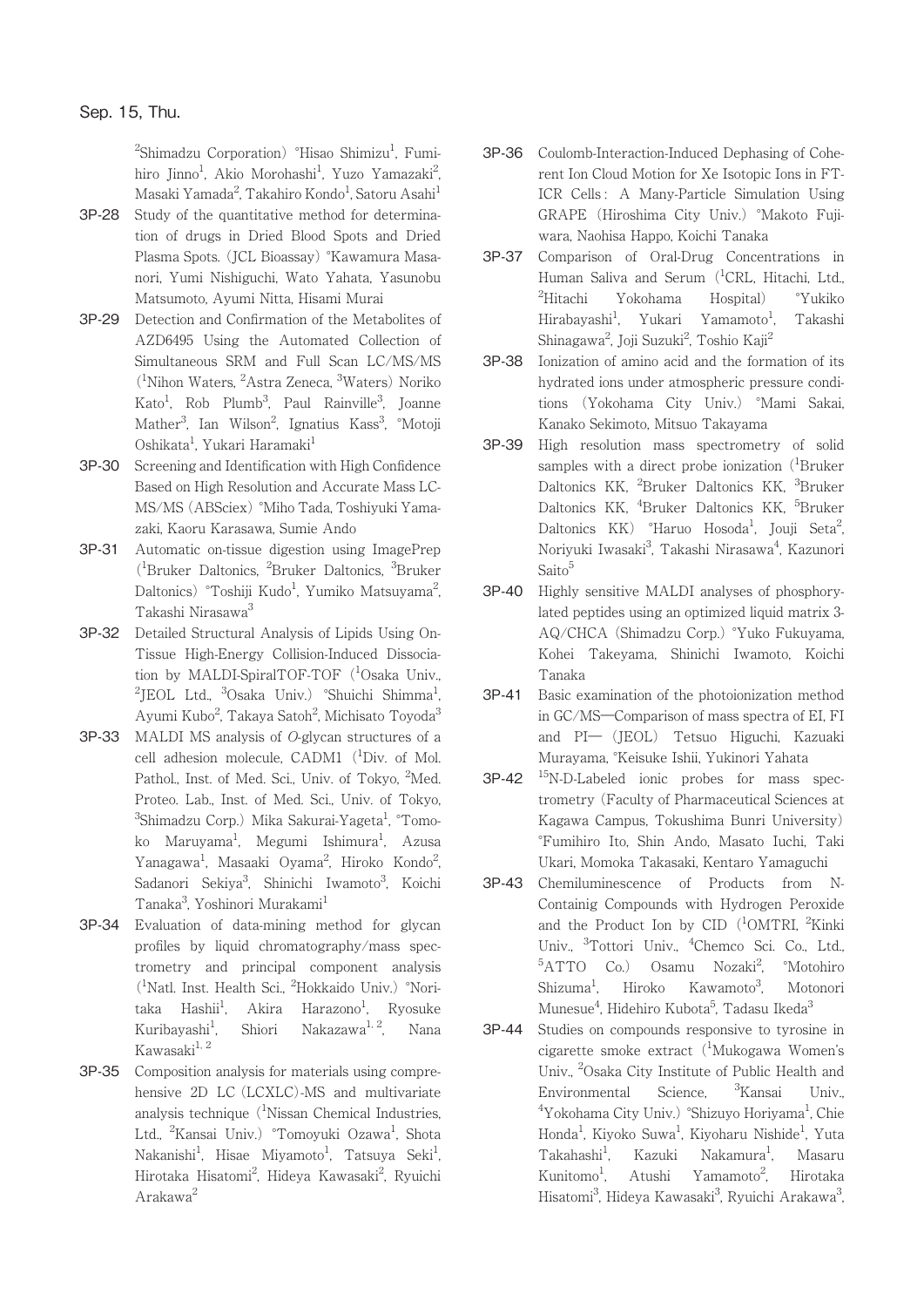Sep. 15, Thu.

[2]Shimadzu Corporation) °Hisao Shimizu[1], Fumihiro Jinno[1], Akio Morohashi[1], Yuzo Yamazaki[2], Masaki Yamada[2], Takahiro Kondo[1], Satoru Asahi[1]

**3P-28** Study of the quantitative method for determination of drugs in Dried Blood Spots and Dried Plasma Spots. (JCL Bioassay) °Kawamura Masanori, Yumi Nishiguchi, Wato Yahata, Yasunobu Matsumoto, Ayumi Nitta, Hisami Murai

**3P-29** Detection and Confirmation of the Metabolites of AZD6495 Using the Automated Collection of Simultaneous SRM and Full Scan LC/MS/MS ([1]Nihon Waters, [2]Astra Zeneca, [3]Waters) Noriko Kato[1], Rob Plumb[3], Paul Rainville[3], Joanne Mather[3], Ian Wilson[2], Ignatius Kass[3], °Motoji Oshikata[1], Yukari Haramaki[1]

**3P-30** Screening and Identification with High Confidence Based on High Resolution and Accurate Mass LC-MS/MS (ABSciex) °Miho Tada, Toshiyuki Yamazaki, Kaoru Karasawa, Sumie Ando

**3P-31** Automatic on-tissue digestion using ImagePrep ([1]Bruker Daltonics, [2]Bruker Daltonics, [3]Bruker Daltonics) °Toshiji Kudo[1], Yumiko Matsuyama[2], Takashi Nirasawa[3]

**3P-32** Detailed Structural Analysis of Lipids Using On-Tissue High-Energy Collision-Induced Dissociation by MALDI-SpiralTOF-TOF ([1]Osaka Univ., [2]JEOL Ltd., [3]Osaka Univ.) °Shuichi Shimma[1], Ayumi Kubo[2], Takaya Satoh[2], Michisato Toyoda[3]

**3P-33** MALDI MS analysis of *O*-glycan structures of a cell adhesion molecule, CADM1 ([1]Div. of Mol. Pathol., Inst. of Med. Sci., Univ. of Tokyo, [2]Med. Proteo. Lab., Inst. of Med. Sci., Univ. of Tokyo, [3]Shimadzu Corp.) Mika Sakurai-Yageta[1], °Tomoko Maruyama[1], Megumi Ishimura[1], Azusa Yanagawa[1], Masaaki Oyama[2], Hiroko Kondo[2], Sadanori Sekiya[3], Shinichi Iwamoto[3], Koichi Tanaka[3], Yoshinori Murakami[1]

**3P-34** Evaluation of data-mining method for glycan profiles by liquid chromatography/mass spectrometry and principal component analysis ([1]Natl. Inst. Health Sci., [2]Hokkaido Univ.) °Noritaka Hashii[1], Akira Harazono[1], Ryosuke Kuribayashi[1], Shiori Nakazawa[1,2], Nana Kawasaki[1,2]

**3P-35** Composition analysis for materials using comprehensive 2D LC (LCXLC)-MS and multivariate analysis technique ([1]Nissan Chemical Industries, Ltd., [2]Kansai Univ.) °Tomoyuki Ozawa[1], Shota Nakanishi[1], Hisae Miyamoto[1], Tatsuya Seki[1], Hirotaka Hisatomi[2], Hideya Kawasaki[2], Ryuichi Arakawa[2]

**3P-36** Coulomb-Interaction-Induced Dephasing of Coherent Ion Cloud Motion for Xe Isotopic Ions in FT-ICR Cells: A Many-Particle Simulation Using GRAPE (Hiroshima City Univ.) °Makoto Fujiwara, Naohisa Happo, Koichi Tanaka

**3P-37** Comparison of Oral-Drug Concentrations in Human Saliva and Serum ([1]CRL, Hitachi, Ltd., [2]Hitachi Yokohama Hospital) °Yukiko Hirabayashi[1], Yukari Yamamoto[1], Takashi Shinagawa[2], Joji Suzuki[2], Toshio Kaji[2]

**3P-38** Ionization of amino acid and the formation of its hydrated ions under atmospheric pressure conditions (Yokohama City Univ.) °Mami Sakai, Kanako Sekimoto, Mitsuo Takayama

**3P-39** High resolution mass spectrometry of solid samples with a direct probe ionization ([1]Bruker Daltonics KK, [2]Bruker Daltonics KK, [3]Bruker Daltonics KK, [4]Bruker Daltonics KK, [5]Bruker Daltonics KK) °Haruo Hosoda[1], Jouji Seta[2], Noriyuki Iwasaki[3], Takashi Nirasawa[4], Kazunori Saito[5]

**3P-40** Highly sensitive MALDI analyses of phosphorylated peptides using an optimized liquid matrix 3-AQ/CHCA (Shimadzu Corp.) °Yuko Fukuyama, Kohei Takeyama, Shinichi Iwamoto, Koichi Tanaka

**3P-41** Basic examination of the photoionization method in GC/MS—Comparison of mass spectra of EI, FI and PI— (JEOL) Tetsuo Higuchi, Kazuaki Murayama, °Keisuke Ishii, Yukinori Yahata

**3P-42** $^{15}$N-D-Labeled ionic probes for mass spectrometry (Faculty of Pharmaceutical Sciences at Kagawa Campus, Tokushima Bunri University) °Fumihiro Ito, Shin Ando, Masato Iuchi, Taki Ukari, Momoka Takasaki, Kentaro Yamaguchi

**3P-43** Chemiluminescence of Products from N-Containig Compounds with Hydrogen Peroxide and the Product Ion by CID ([1]OMTRI, [2]Kinki Univ., [3]Tottori Univ., [4]Chemco Sci. Co., Ltd., [5]ATTO Co.) Osamu Nozaki[2], °Motohiro Shizuma[1], Hiroko Kawamoto[3], Motonori Munesue[4], Hidehiro Kubota[5], Tadasu Ikeda[3]

**3P-44** Studies on compounds responsive to tyrosine in cigarette smoke extract ([1]Mukogawa Women's Univ., [2]Osaka City Institute of Public Health and Environmental Science, [3]Kansai Univ., [4]Yokohama City Univ.) °Shizuyo Horiyama[1], Chie Honda[1], Kiyoko Suwa[1], Kiyoharu Nishide[1], Yuta Takahashi[1], Kazuki Nakamura[1], Masaru Kunitomo[1], Atushi Yamamoto[2], Hirotaka Hisatomi[3], Hideya Kawasaki[3], Ryuichi Arakawa[3],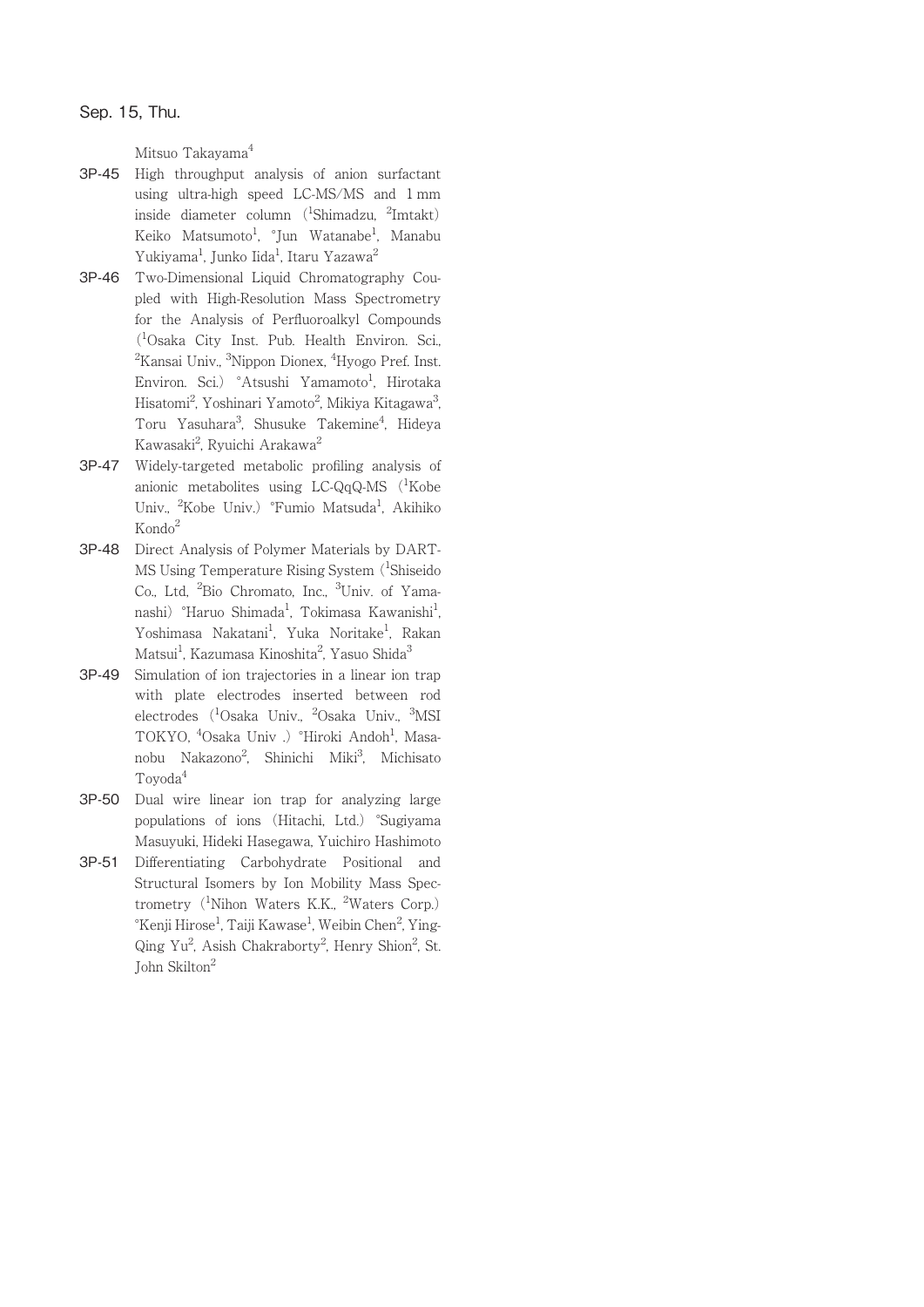Sep. 15, Thu.

Mitsuo Takayama[4]

**3P-45** High throughput analysis of anion surfactant using ultra-high speed LC-MS/MS and 1 mm inside diameter column ([1]Shimadzu, [2]Imtakt) Keiko Matsumoto[1], °Jun Watanabe[1], Manabu Yukiyama[1], Junko Iida[1], Itaru Yazawa[2]

**3P-46** Two-Dimensional Liquid Chromatography Coupled with High-Resolution Mass Spectrometry for the Analysis of Perfluoroalkyl Compounds ([1]Osaka City Inst. Pub. Health Environ. Sci., [2]Kansai Univ., [3]Nippon Dionex, [4]Hyogo Pref. Inst. Environ. Sci.) °Atsushi Yamamoto[1], Hirotaka Hisatomi[2], Yoshinari Yamoto[2], Mikiya Kitagawa[3], Toru Yasuhara[3], Shusuke Takemine[4], Hideya Kawasaki[2], Ryuichi Arakawa[2]

**3P-47** Widely-targeted metabolic profiling analysis of anionic metabolites using LC-QqQ-MS ([1]Kobe Univ., [2]Kobe Univ.) °Fumio Matsuda[1], Akihiko Kondo[2]

**3P-48** Direct Analysis of Polymer Materials by DART-MS Using Temperature Rising System ([1]Shiseido Co., Ltd, [2]Bio Chromato, Inc., [3]Univ. of Yamanashi) °Haruo Shimada[1], Tokimasa Kawanishi[1], Yoshimasa Nakatani[1], Yuka Noritake[1], Rakan Matsui[1], Kazumasa Kinoshita[2], Yasuo Shida[3]

**3P-49** Simulation of ion trajectories in a linear ion trap with plate electrodes inserted between rod electrodes ([1]Osaka Univ., [2]Osaka Univ., [3]MSI TOKYO, [4]Osaka Univ .) °Hiroki Andoh[1], Masanobu Nakazono[2], Shinichi Miki[3], Michisato Toyoda[4]

**3P-50** Dual wire linear ion trap for analyzing large populations of ions (Hitachi, Ltd.) °Sugiyama Masuyuki, Hideki Hasegawa, Yuichiro Hashimoto

**3P-51** Differentiating Carbohydrate Positional and Structural Isomers by Ion Mobility Mass Spectrometry ([1]Nihon Waters K.K., [2]Waters Corp.) °Kenji Hirose[1], Taiji Kawase[1], Weibin Chen[2], Ying-Qing Yu[2], Asish Chakraborty[2], Henry Shion[2], St. John Skilton[2]